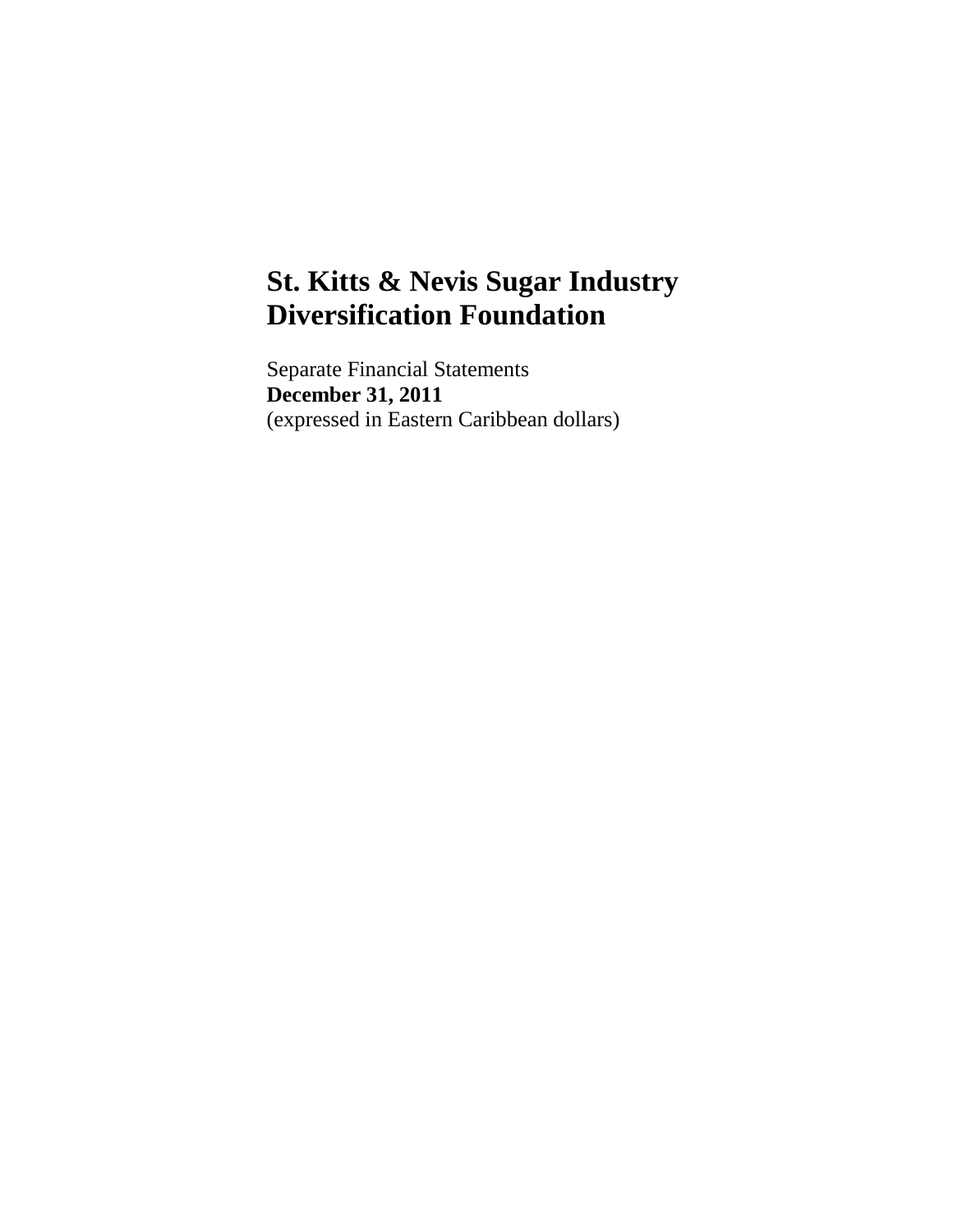# St. Kitts & Nevis Sugar Industry Diversification Foundation

Separate Financial Statements
**December 31, 2011**
(expressed in Eastern Caribbean dollars)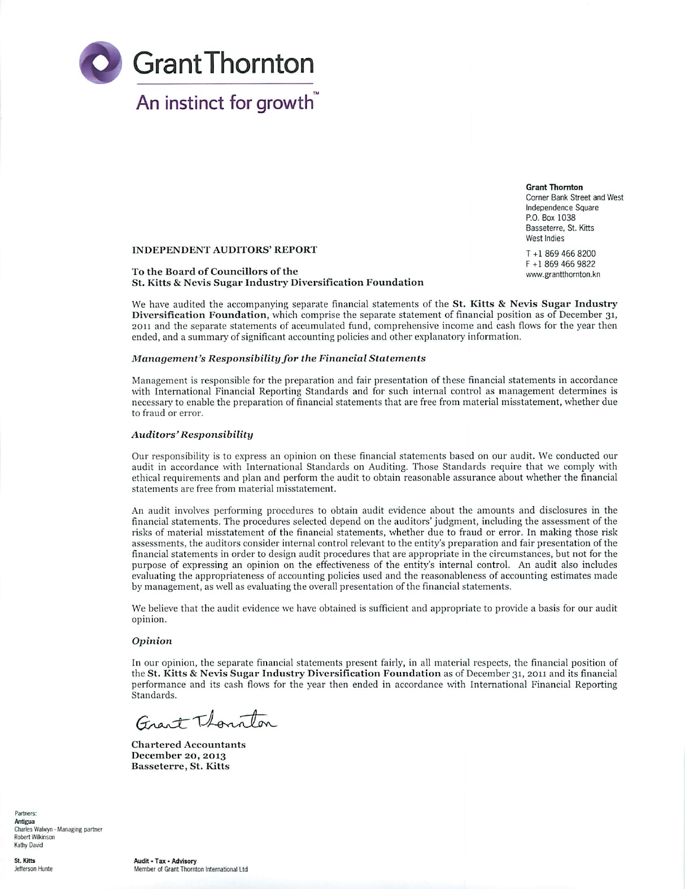Grant Thornton

An instinct for growth™

**Grant Thornton**
Corner Bank Street and West
Independence Square
P.O. Box 1038
Basseterre, St. Kitts
West Indies

T +1 869 466 8200
F +1 869 466 9822
www.grantthornton.kn

## INDEPENDENT AUDITORS' REPORT

**To the Board of Councillors of the**
**St. Kitts & Nevis Sugar Industry Diversification Foundation**

We have audited the accompanying separate financial statements of the **St. Kitts & Nevis Sugar Industry Diversification Foundation**, which comprise the separate statement of financial position as of December 31, 2011 and the separate statements of accumulated fund, comprehensive income and cash flows for the year then ended, and a summary of significant accounting policies and other explanatory information.

### *Management's Responsibility for the Financial Statements*

Management is responsible for the preparation and fair presentation of these financial statements in accordance with International Financial Reporting Standards and for such internal control as management determines is necessary to enable the preparation of financial statements that are free from material misstatement, whether due to fraud or error.

### *Auditors' Responsibility*

Our responsibility is to express an opinion on these financial statements based on our audit. We conducted our audit in accordance with International Standards on Auditing. Those Standards require that we comply with ethical requirements and plan and perform the audit to obtain reasonable assurance about whether the financial statements are free from material misstatement.

An audit involves performing procedures to obtain audit evidence about the amounts and disclosures in the financial statements. The procedures selected depend on the auditors' judgment, including the assessment of the risks of material misstatement of the financial statements, whether due to fraud or error. In making those risk assessments, the auditors consider internal control relevant to the entity's preparation and fair presentation of the financial statements in order to design audit procedures that are appropriate in the circumstances, but not for the purpose of expressing an opinion on the effectiveness of the entity's internal control. An audit also includes evaluating the appropriateness of accounting policies used and the reasonableness of accounting estimates made by management, as well as evaluating the overall presentation of the financial statements.

We believe that the audit evidence we have obtained is sufficient and appropriate to provide a basis for our audit opinion.

### *Opinion*

In our opinion, the separate financial statements present fairly, in all material respects, the financial position of the **St. Kitts & Nevis Sugar Industry Diversification Foundation** as of December 31, 2011 and its financial performance and its cash flows for the year then ended in accordance with International Financial Reporting Standards.

Grant Thornton

**Chartered Accountants**
**December 20, 2013**
**Basseterre, St. Kitts**

Partners:
**Antigua**
Charles Walwyn - Managing partner
Robert Wilkinson
Kathy David

**St. Kitts**
Jefferson Hunte

**Audit - Tax - Advisory**
Member of Grant Thornton International Ltd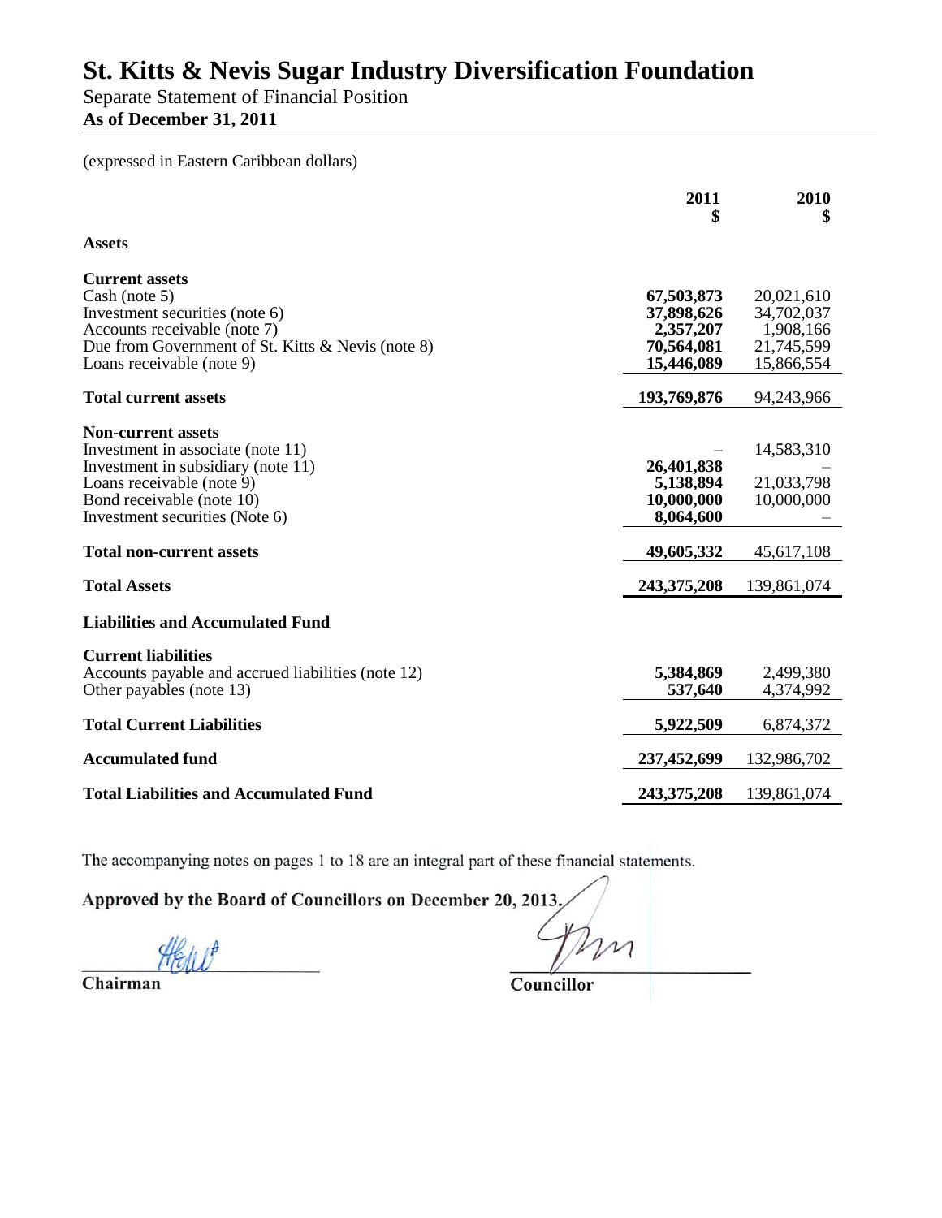# St. Kitts & Nevis Sugar Industry Diversification Foundation

Separate Statement of Financial Position

**As of December 31, 2011**

(expressed in Eastern Caribbean dollars)

| | 2011<br>$ | 2010<br>$ |
|---|---|---|
| **Assets** | | |
| **Current assets** | | |
| Cash (note 5) | **67,503,873** | 20,021,610 |
| Investment securities (note 6) | **37,898,626** | 34,702,037 |
| Accounts receivable (note 7) | **2,357,207** | 1,908,166 |
| Due from Government of St. Kitts & Nevis (note 8) | **70,564,081** | 21,745,599 |
| Loans receivable (note 9) | **15,446,089** | 15,866,554 |
| **Total current assets** | **193,769,876** | 94,243,966 |
| **Non-current assets** | | |
| Investment in associate (note 11) | – | 14,583,310 |
| Investment in subsidiary (note 11) | **26,401,838** | – |
| Loans receivable (note 9) | **5,138,894** | 21,033,798 |
| Bond receivable (note 10) | **10,000,000** | 10,000,000 |
| Investment securities (Note 6) | **8,064,600** | – |
| **Total non-current assets** | **49,605,332** | 45,617,108 |
| **Total Assets** | **243,375,208** | 139,861,074 |
| **Liabilities and Accumulated Fund** | | |
| **Current liabilities** | | |
| Accounts payable and accrued liabilities (note 12) | **5,384,869** | 2,499,380 |
| Other payables (note 13) | **537,640** | 4,374,992 |
| **Total Current Liabilities** | **5,922,509** | 6,874,372 |
| **Accumulated fund** | **237,452,699** | 132,986,702 |
| **Total Liabilities and Accumulated Fund** | **243,375,208** | 139,861,074 |

The accompanying notes on pages 1 to 18 are an integral part of these financial statements.

**Approved by the Board of Councillors on December 20, 2013.**

**Chairman** **Councillor**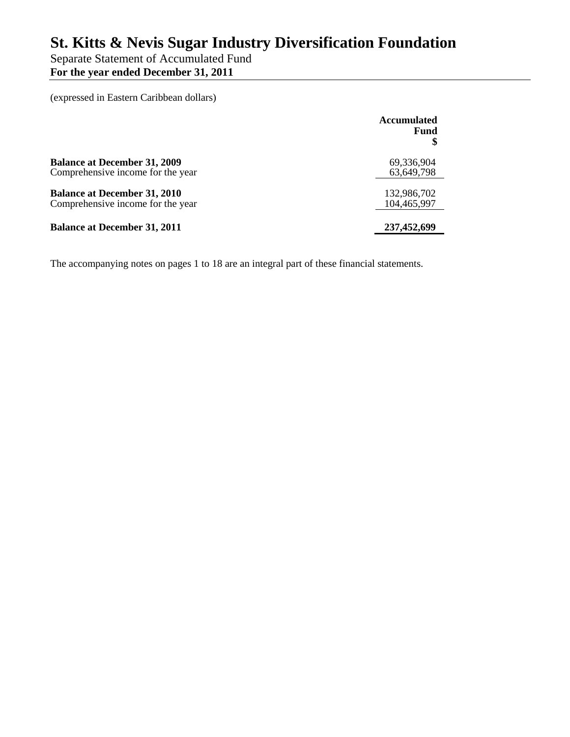# St. Kitts & Nevis Sugar Industry Diversification Foundation

Separate Statement of Accumulated Fund
**For the year ended December 31, 2011**

(expressed in Eastern Caribbean dollars)

| | **Accumulated Fund $** |
|---|---|
| **Balance at December 31, 2009** | 69,336,904 |
| Comprehensive income for the year | 63,649,798 |
| **Balance at December 31, 2010** | 132,986,702 |
| Comprehensive income for the year | 104,465,997 |
| **Balance at December 31, 2011** | **237,452,699** |

The accompanying notes on pages 1 to 18 are an integral part of these financial statements.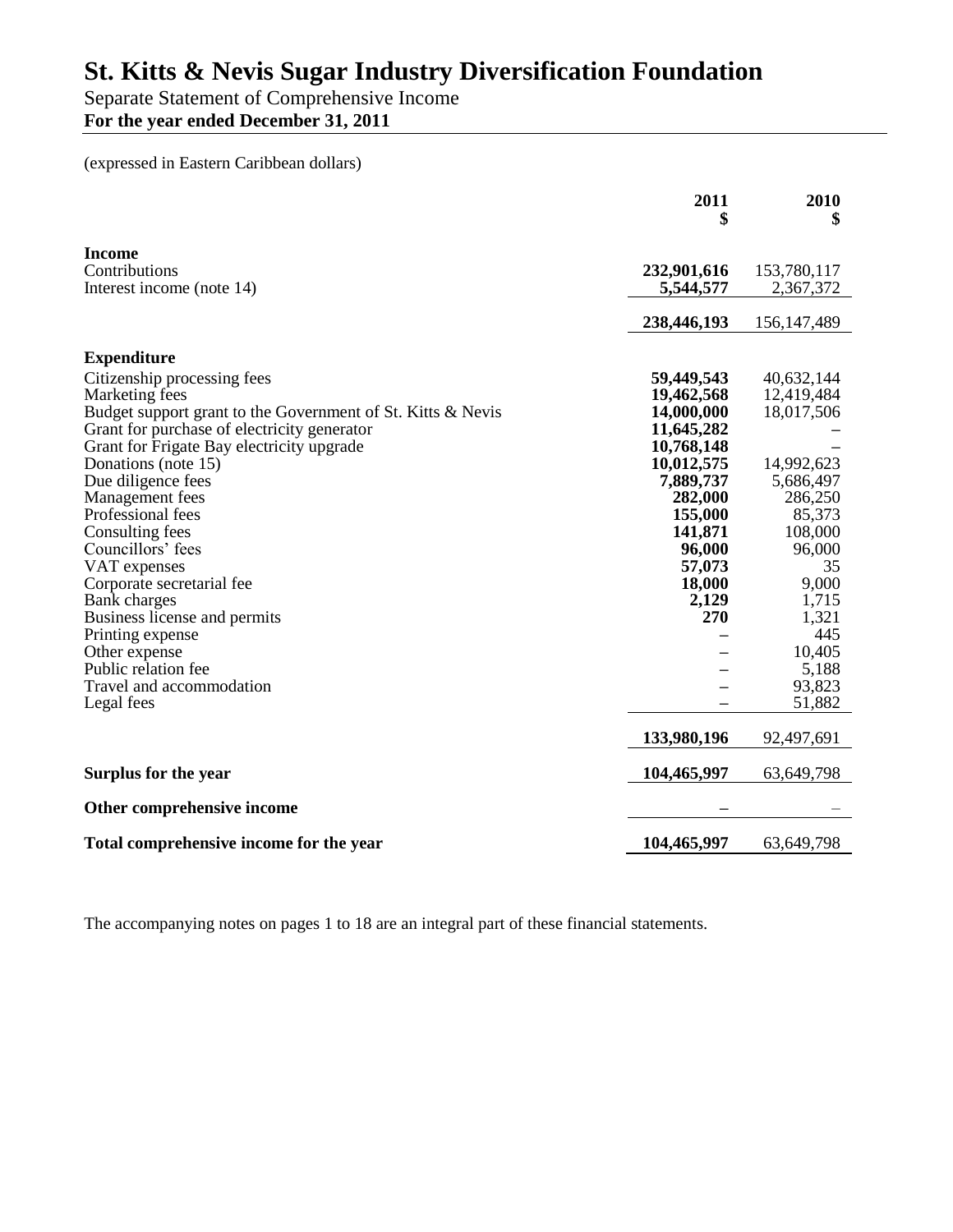# St. Kitts & Nevis Sugar Industry Diversification Foundation

Separate Statement of Comprehensive Income
**For the year ended December 31, 2011**

(expressed in Eastern Caribbean dollars)

| | 2011 $ | 2010 $ |
|---|---|---|
| **Income** | | |
| Contributions | **232,901,616** | 153,780,117 |
| Interest income (note 14) | **5,544,577** | 2,367,372 |
| | **238,446,193** | 156,147,489 |
| **Expenditure** | | |
| Citizenship processing fees | **59,449,543** | 40,632,144 |
| Marketing fees | **19,462,568** | 12,419,484 |
| Budget support grant to the Government of St. Kitts & Nevis | **14,000,000** | 18,017,506 |
| Grant for purchase of electricity generator | **11,645,282** | – |
| Grant for Frigate Bay electricity upgrade | **10,768,148** | – |
| Donations (note 15) | **10,012,575** | 14,992,623 |
| Due diligence fees | **7,889,737** | 5,686,497 |
| Management fees | **282,000** | 286,250 |
| Professional fees | **155,000** | 85,373 |
| Consulting fees | **141,871** | 108,000 |
| Councillors' fees | **96,000** | 96,000 |
| VAT expenses | **57,073** | 35 |
| Corporate secretarial fee | **18,000** | 9,000 |
| Bank charges | **2,129** | 1,715 |
| Business license and permits | **270** | 1,321 |
| Printing expense | – | 445 |
| Other expense | – | 10,405 |
| Public relation fee | – | 5,188 |
| Travel and accommodation | – | 93,823 |
| Legal fees | – | 51,882 |
| | **133,980,196** | 92,497,691 |
| **Surplus for the year** | **104,465,997** | 63,649,798 |
| **Other comprehensive income** | – | – |
| **Total comprehensive income for the year** | **104,465,997** | 63,649,798 |

The accompanying notes on pages 1 to 18 are an integral part of these financial statements.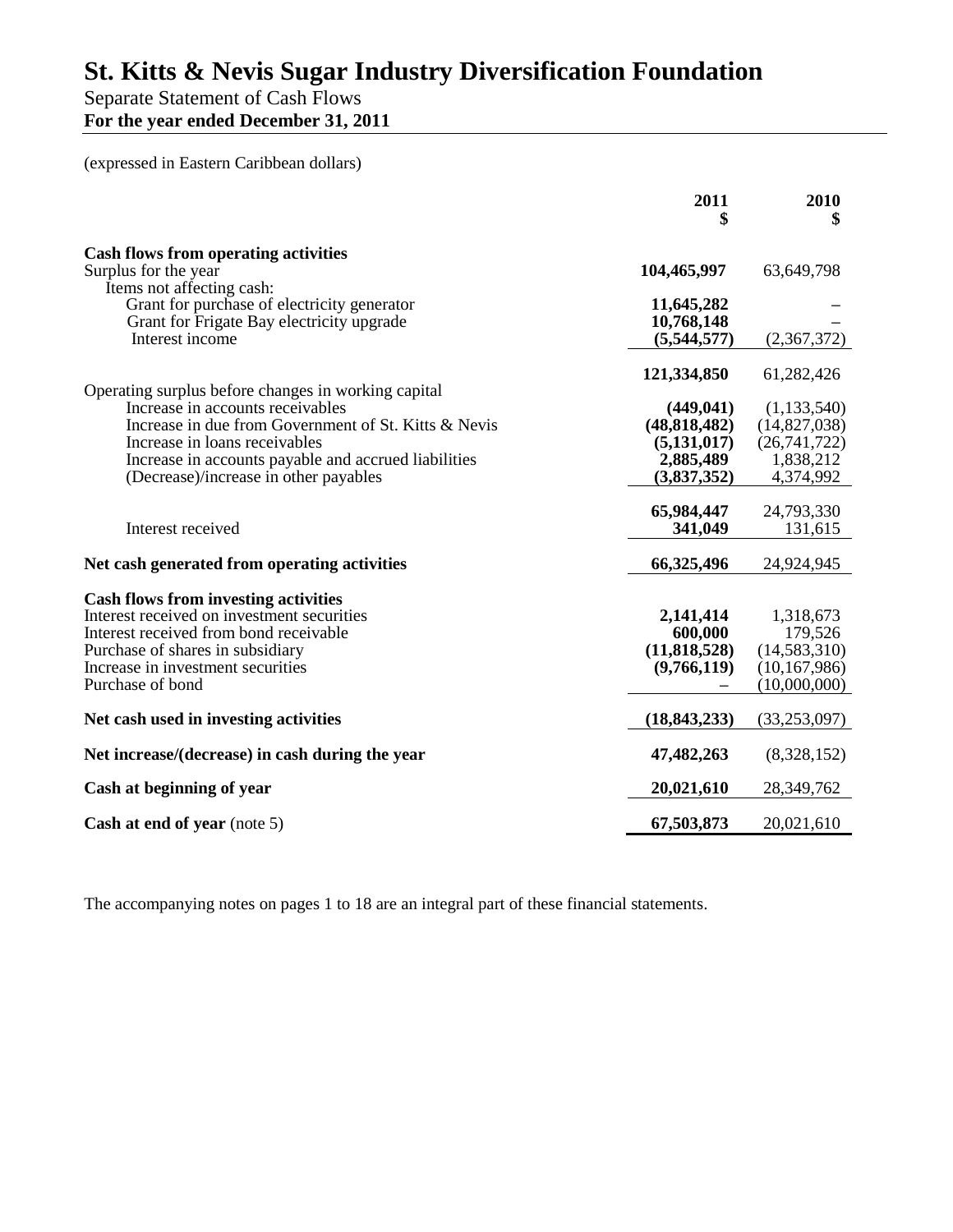# St. Kitts & Nevis Sugar Industry Diversification Foundation

Separate Statement of Cash Flows

**For the year ended December 31, 2011**

(expressed in Eastern Caribbean dollars)

| | 2011<br>$ | 2010<br>$ |
|---|---|---|
| **Cash flows from operating activities** | | |
| Surplus for the year | **104,465,997** | 63,649,798 |
| Items not affecting cash: | | |
| Grant for purchase of electricity generator | **11,645,282** | – |
| Grant for Frigate Bay electricity upgrade | **10,768,148** | – |
| Interest income | **(5,544,577)** | (2,367,372) |
| | **121,334,850** | 61,282,426 |
| Operating surplus before changes in working capital | | |
| Increase in accounts receivables | **(449,041)** | (1,133,540) |
| Increase in due from Government of St. Kitts & Nevis | **(48,818,482)** | (14,827,038) |
| Increase in loans receivables | **(5,131,017)** | (26,741,722) |
| Increase in accounts payable and accrued liabilities | **2,885,489** | 1,838,212 |
| (Decrease)/increase in other payables | **(3,837,352)** | 4,374,992 |
| | **65,984,447** | 24,793,330 |
| Interest received | **341,049** | 131,615 |
| **Net cash generated from operating activities** | **66,325,496** | 24,924,945 |
| **Cash flows from investing activities** | | |
| Interest received on investment securities | **2,141,414** | 1,318,673 |
| Interest received from bond receivable | **600,000** | 179,526 |
| Purchase of shares in subsidiary | **(11,818,528)** | (14,583,310) |
| Increase in investment securities | **(9,766,119)** | (10,167,986) |
| Purchase of bond | – | (10,000,000) |
| **Net cash used in investing activities** | **(18,843,233)** | (33,253,097) |
| **Net increase/(decrease) in cash during the year** | **47,482,263** | (8,328,152) |
| **Cash at beginning of year** | **20,021,610** | 28,349,762 |
| **Cash at end of year** (note 5) | **67,503,873** | 20,021,610 |

The accompanying notes on pages 1 to 18 are an integral part of these financial statements.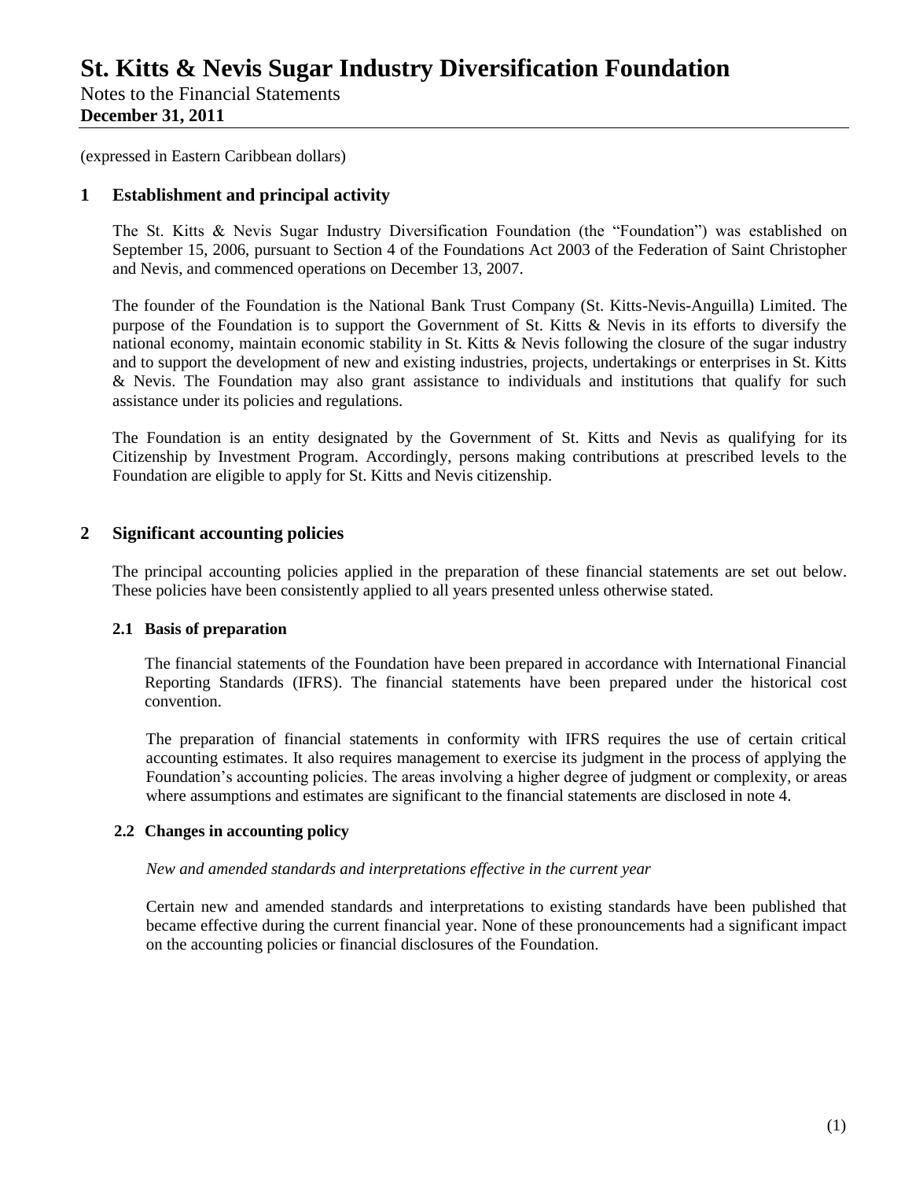(expressed in Eastern Caribbean dollars)

## 1 Establishment and principal activity

The St. Kitts & Nevis Sugar Industry Diversification Foundation (the "Foundation") was established on September 15, 2006, pursuant to Section 4 of the Foundations Act 2003 of the Federation of Saint Christopher and Nevis, and commenced operations on December 13, 2007.

The founder of the Foundation is the National Bank Trust Company (St. Kitts-Nevis-Anguilla) Limited. The purpose of the Foundation is to support the Government of St. Kitts & Nevis in its efforts to diversify the national economy, maintain economic stability in St. Kitts & Nevis following the closure of the sugar industry and to support the development of new and existing industries, projects, undertakings or enterprises in St. Kitts & Nevis. The Foundation may also grant assistance to individuals and institutions that qualify for such assistance under its policies and regulations.

The Foundation is an entity designated by the Government of St. Kitts and Nevis as qualifying for its Citizenship by Investment Program. Accordingly, persons making contributions at prescribed levels to the Foundation are eligible to apply for St. Kitts and Nevis citizenship.

## 2 Significant accounting policies

The principal accounting policies applied in the preparation of these financial statements are set out below. These policies have been consistently applied to all years presented unless otherwise stated.

### 2.1 Basis of preparation

The financial statements of the Foundation have been prepared in accordance with International Financial Reporting Standards (IFRS). The financial statements have been prepared under the historical cost convention.

The preparation of financial statements in conformity with IFRS requires the use of certain critical accounting estimates. It also requires management to exercise its judgment in the process of applying the Foundation's accounting policies. The areas involving a higher degree of judgment or complexity, or areas where assumptions and estimates are significant to the financial statements are disclosed in note 4.

### 2.2 Changes in accounting policy

*New and amended standards and interpretations effective in the current year*

Certain new and amended standards and interpretations to existing standards have been published that became effective during the current financial year. None of these pronouncements had a significant impact on the accounting policies or financial disclosures of the Foundation.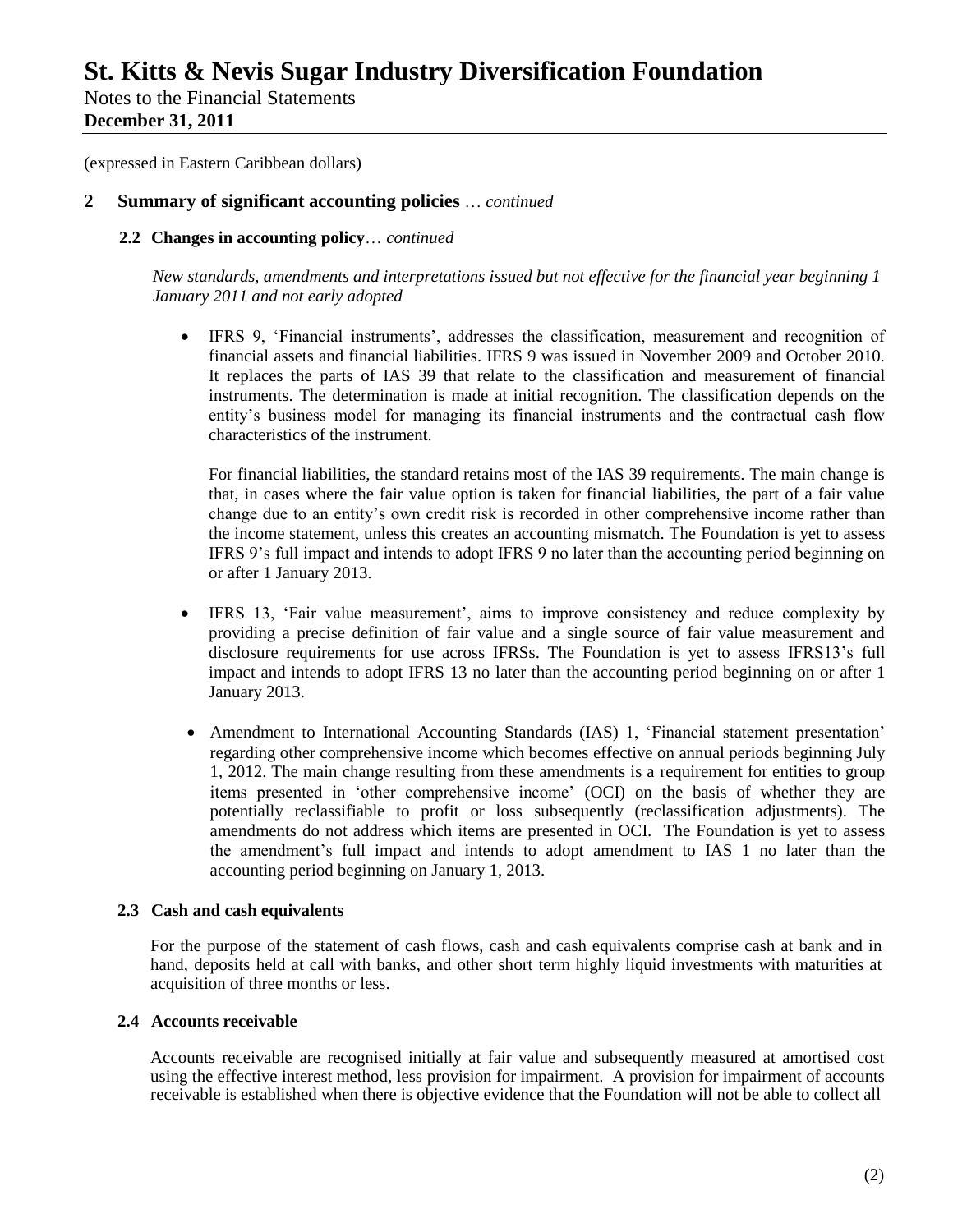(expressed in Eastern Caribbean dollars)

## 2 Summary of significant accounting policies … *continued*

### 2.2 Changes in accounting policy… *continued*

*New standards, amendments and interpretations issued but not effective for the financial year beginning 1 January 2011 and not early adopted*

- IFRS 9, 'Financial instruments', addresses the classification, measurement and recognition of financial assets and financial liabilities. IFRS 9 was issued in November 2009 and October 2010. It replaces the parts of IAS 39 that relate to the classification and measurement of financial instruments. The determination is made at initial recognition. The classification depends on the entity's business model for managing its financial instruments and the contractual cash flow characteristics of the instrument.

  For financial liabilities, the standard retains most of the IAS 39 requirements. The main change is that, in cases where the fair value option is taken for financial liabilities, the part of a fair value change due to an entity's own credit risk is recorded in other comprehensive income rather than the income statement, unless this creates an accounting mismatch. The Foundation is yet to assess IFRS 9's full impact and intends to adopt IFRS 9 no later than the accounting period beginning on or after 1 January 2013.

- IFRS 13, 'Fair value measurement', aims to improve consistency and reduce complexity by providing a precise definition of fair value and a single source of fair value measurement and disclosure requirements for use across IFRSs. The Foundation is yet to assess IFRS13's full impact and intends to adopt IFRS 13 no later than the accounting period beginning on or after 1 January 2013.

- Amendment to International Accounting Standards (IAS) 1, 'Financial statement presentation' regarding other comprehensive income which becomes effective on annual periods beginning July 1, 2012. The main change resulting from these amendments is a requirement for entities to group items presented in 'other comprehensive income' (OCI) on the basis of whether they are potentially reclassifiable to profit or loss subsequently (reclassification adjustments). The amendments do not address which items are presented in OCI. The Foundation is yet to assess the amendment's full impact and intends to adopt amendment to IAS 1 no later than the accounting period beginning on January 1, 2013.

### 2.3 Cash and cash equivalents

For the purpose of the statement of cash flows, cash and cash equivalents comprise cash at bank and in hand, deposits held at call with banks, and other short term highly liquid investments with maturities at acquisition of three months or less.

### 2.4 Accounts receivable

Accounts receivable are recognised initially at fair value and subsequently measured at amortised cost using the effective interest method, less provision for impairment. A provision for impairment of accounts receivable is established when there is objective evidence that the Foundation will not be able to collect all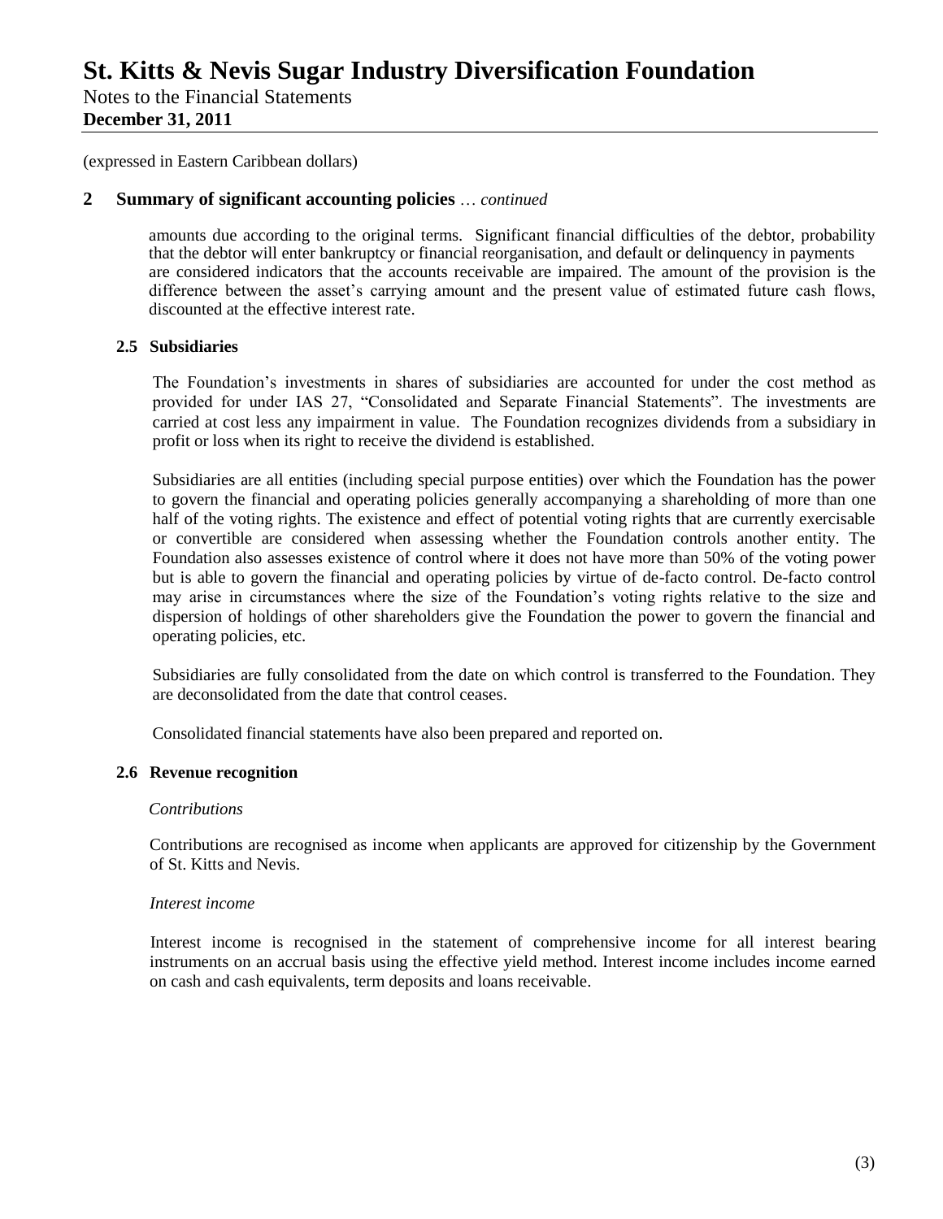(expressed in Eastern Caribbean dollars)

## 2 Summary of significant accounting policies … *continued*

amounts due according to the original terms. Significant financial difficulties of the debtor, probability that the debtor will enter bankruptcy or financial reorganisation, and default or delinquency in payments are considered indicators that the accounts receivable are impaired. The amount of the provision is the difference between the asset's carrying amount and the present value of estimated future cash flows, discounted at the effective interest rate.

### 2.5 Subsidiaries

The Foundation's investments in shares of subsidiaries are accounted for under the cost method as provided for under IAS 27, "Consolidated and Separate Financial Statements". The investments are carried at cost less any impairment in value. The Foundation recognizes dividends from a subsidiary in profit or loss when its right to receive the dividend is established.

Subsidiaries are all entities (including special purpose entities) over which the Foundation has the power to govern the financial and operating policies generally accompanying a shareholding of more than one half of the voting rights. The existence and effect of potential voting rights that are currently exercisable or convertible are considered when assessing whether the Foundation controls another entity. The Foundation also assesses existence of control where it does not have more than 50% of the voting power but is able to govern the financial and operating policies by virtue of de-facto control. De-facto control may arise in circumstances where the size of the Foundation's voting rights relative to the size and dispersion of holdings of other shareholders give the Foundation the power to govern the financial and operating policies, etc.

Subsidiaries are fully consolidated from the date on which control is transferred to the Foundation. They are deconsolidated from the date that control ceases.

Consolidated financial statements have also been prepared and reported on.

### 2.6 Revenue recognition

*Contributions*

Contributions are recognised as income when applicants are approved for citizenship by the Government of St. Kitts and Nevis.

*Interest income*

Interest income is recognised in the statement of comprehensive income for all interest bearing instruments on an accrual basis using the effective yield method. Interest income includes income earned on cash and cash equivalents, term deposits and loans receivable.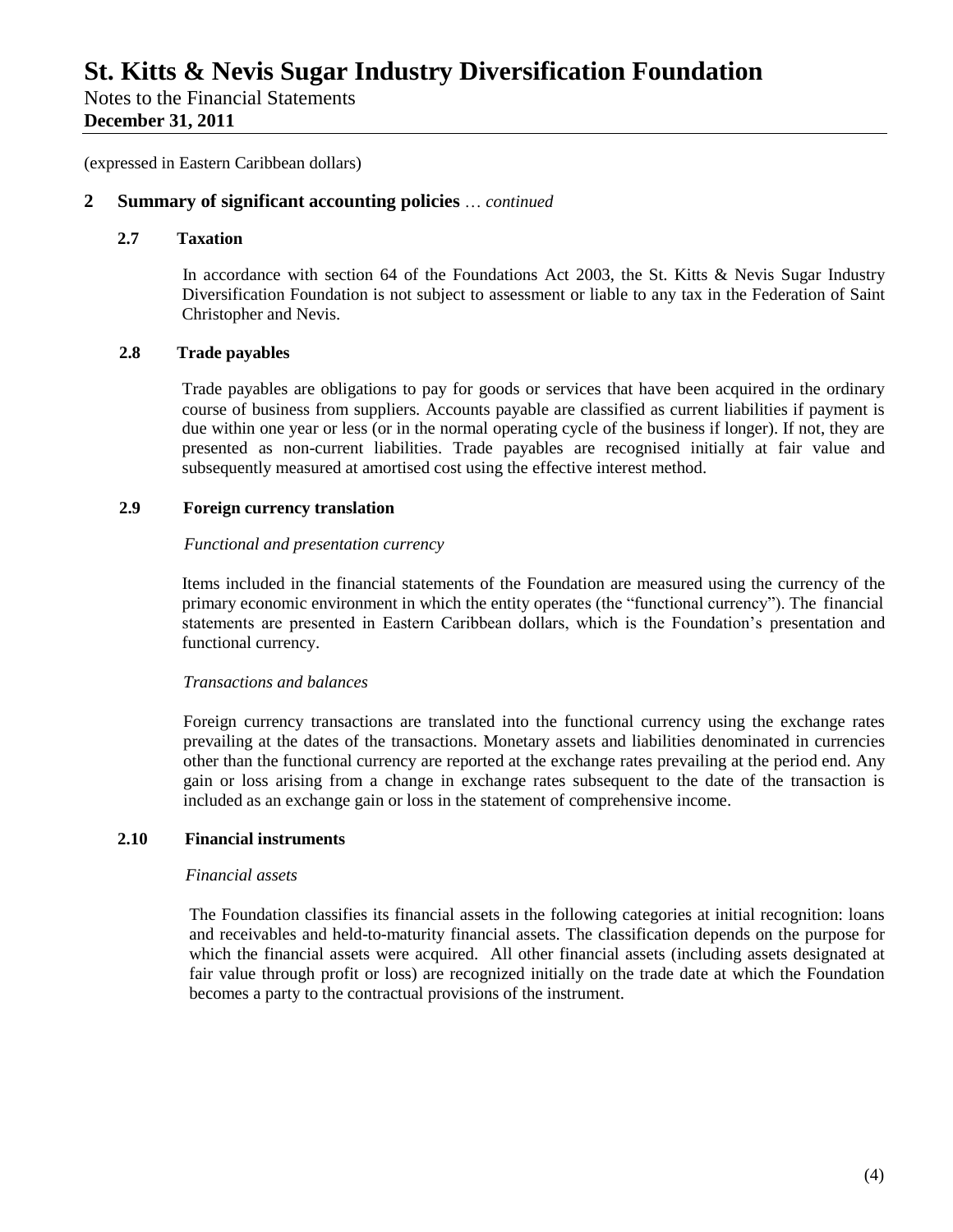(expressed in Eastern Caribbean dollars)

## 2 Summary of significant accounting policies … *continued*

### 2.7 Taxation

In accordance with section 64 of the Foundations Act 2003, the St. Kitts & Nevis Sugar Industry Diversification Foundation is not subject to assessment or liable to any tax in the Federation of Saint Christopher and Nevis.

### 2.8 Trade payables

Trade payables are obligations to pay for goods or services that have been acquired in the ordinary course of business from suppliers. Accounts payable are classified as current liabilities if payment is due within one year or less (or in the normal operating cycle of the business if longer). If not, they are presented as non-current liabilities. Trade payables are recognised initially at fair value and subsequently measured at amortised cost using the effective interest method.

### 2.9 Foreign currency translation

*Functional and presentation currency*

Items included in the financial statements of the Foundation are measured using the currency of the primary economic environment in which the entity operates (the "functional currency"). The financial statements are presented in Eastern Caribbean dollars, which is the Foundation's presentation and functional currency.

*Transactions and balances*

Foreign currency transactions are translated into the functional currency using the exchange rates prevailing at the dates of the transactions. Monetary assets and liabilities denominated in currencies other than the functional currency are reported at the exchange rates prevailing at the period end. Any gain or loss arising from a change in exchange rates subsequent to the date of the transaction is included as an exchange gain or loss in the statement of comprehensive income.

### 2.10 Financial instruments

*Financial assets*

The Foundation classifies its financial assets in the following categories at initial recognition: loans and receivables and held-to-maturity financial assets. The classification depends on the purpose for which the financial assets were acquired. All other financial assets (including assets designated at fair value through profit or loss) are recognized initially on the trade date at which the Foundation becomes a party to the contractual provisions of the instrument.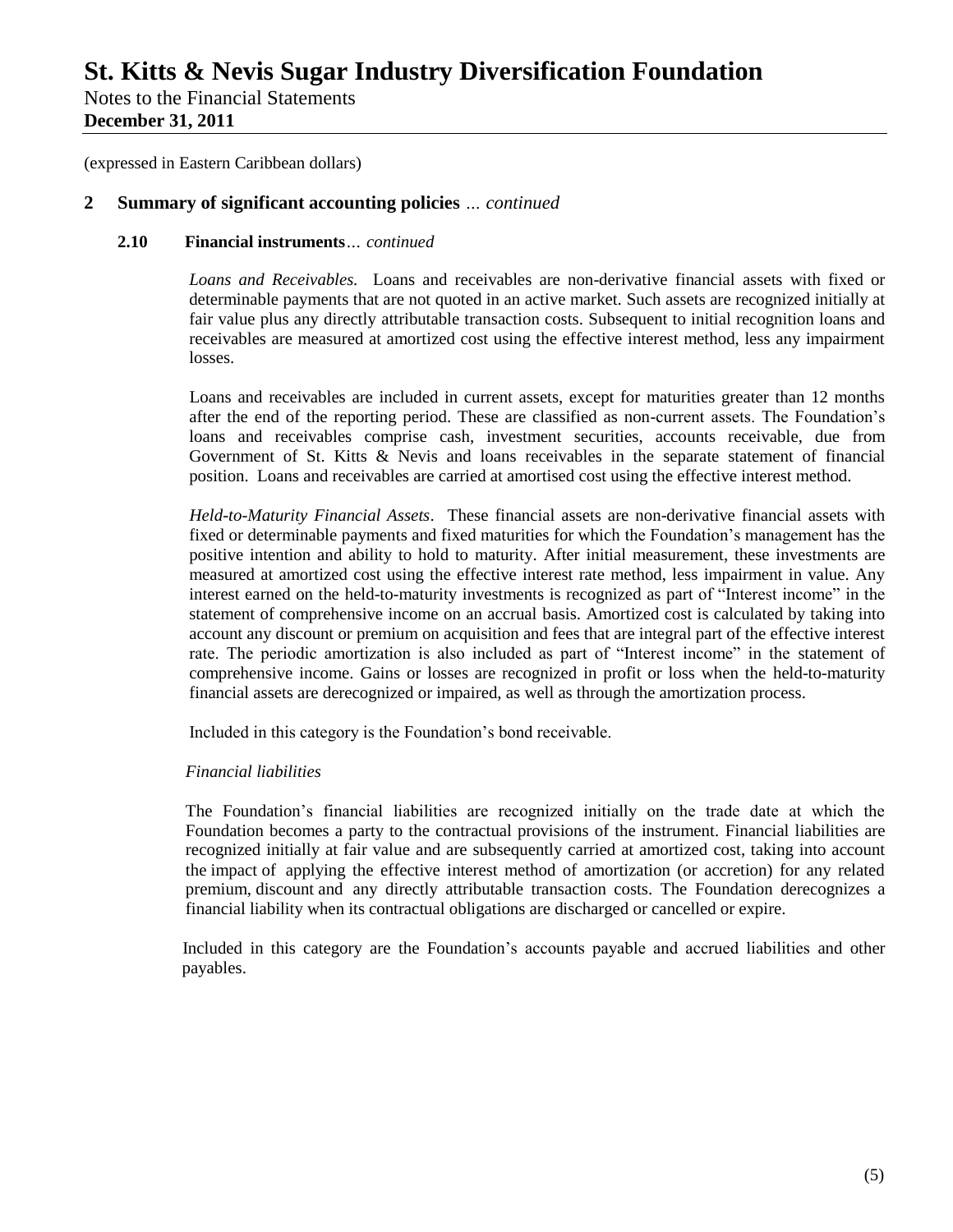(expressed in Eastern Caribbean dollars)

## 2 Summary of significant accounting policies *… continued*

### 2.10 Financial instruments*… continued*

*Loans and Receivables.* Loans and receivables are non-derivative financial assets with fixed or determinable payments that are not quoted in an active market. Such assets are recognized initially at fair value plus any directly attributable transaction costs. Subsequent to initial recognition loans and receivables are measured at amortized cost using the effective interest method, less any impairment losses.

Loans and receivables are included in current assets, except for maturities greater than 12 months after the end of the reporting period. These are classified as non-current assets. The Foundation's loans and receivables comprise cash, investment securities, accounts receivable, due from Government of St. Kitts & Nevis and loans receivables in the separate statement of financial position. Loans and receivables are carried at amortised cost using the effective interest method.

*Held-to-Maturity Financial Assets*. These financial assets are non-derivative financial assets with fixed or determinable payments and fixed maturities for which the Foundation's management has the positive intention and ability to hold to maturity. After initial measurement, these investments are measured at amortized cost using the effective interest rate method, less impairment in value. Any interest earned on the held-to-maturity investments is recognized as part of "Interest income" in the statement of comprehensive income on an accrual basis. Amortized cost is calculated by taking into account any discount or premium on acquisition and fees that are integral part of the effective interest rate. The periodic amortization is also included as part of "Interest income" in the statement of comprehensive income. Gains or losses are recognized in profit or loss when the held-to-maturity financial assets are derecognized or impaired, as well as through the amortization process.

Included in this category is the Foundation's bond receivable.

*Financial liabilities*

The Foundation's financial liabilities are recognized initially on the trade date at which the Foundation becomes a party to the contractual provisions of the instrument. Financial liabilities are recognized initially at fair value and are subsequently carried at amortized cost, taking into account the impact of applying the effective interest method of amortization (or accretion) for any related premium, discount and any directly attributable transaction costs. The Foundation derecognizes a financial liability when its contractual obligations are discharged or cancelled or expire.

Included in this category are the Foundation's accounts payable and accrued liabilities and other payables.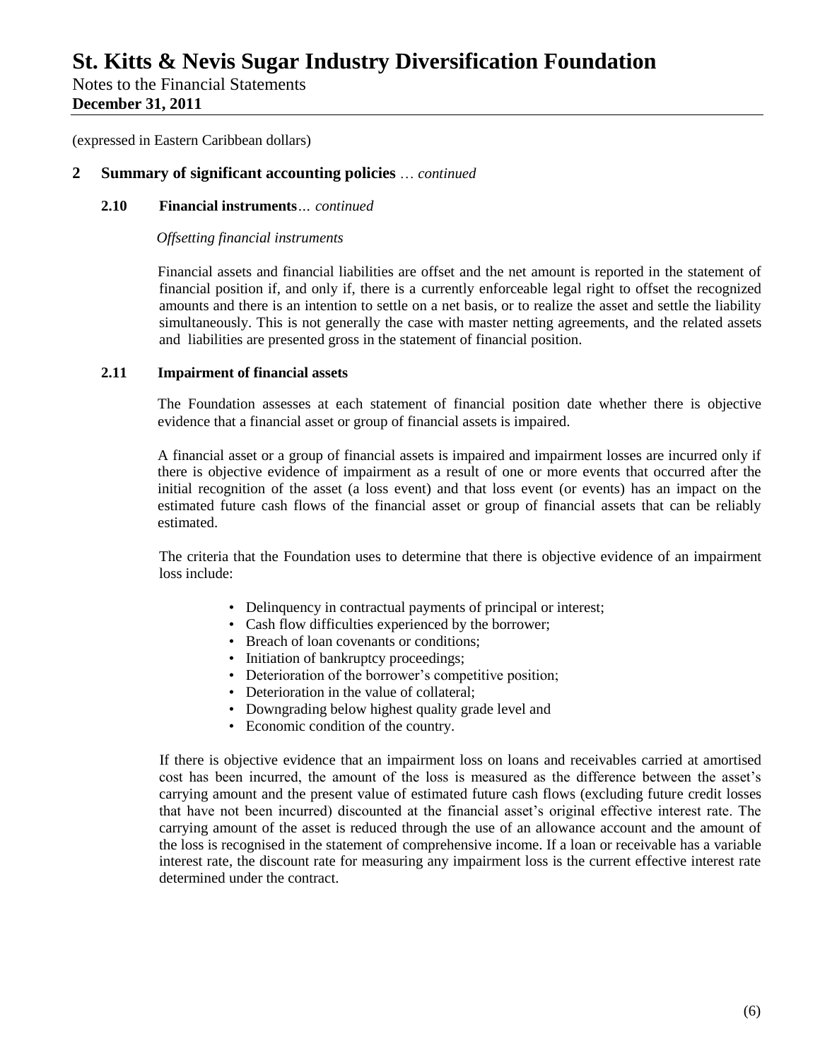(expressed in Eastern Caribbean dollars)

## 2 Summary of significant accounting policies … *continued*

### 2.10 Financial instruments… *continued*

*Offsetting financial instruments*

Financial assets and financial liabilities are offset and the net amount is reported in the statement of financial position if, and only if, there is a currently enforceable legal right to offset the recognized amounts and there is an intention to settle on a net basis, or to realize the asset and settle the liability simultaneously. This is not generally the case with master netting agreements, and the related assets and liabilities are presented gross in the statement of financial position.

### 2.11 Impairment of financial assets

The Foundation assesses at each statement of financial position date whether there is objective evidence that a financial asset or group of financial assets is impaired.

A financial asset or a group of financial assets is impaired and impairment losses are incurred only if there is objective evidence of impairment as a result of one or more events that occurred after the initial recognition of the asset (a loss event) and that loss event (or events) has an impact on the estimated future cash flows of the financial asset or group of financial assets that can be reliably estimated.

The criteria that the Foundation uses to determine that there is objective evidence of an impairment loss include:

- Delinquency in contractual payments of principal or interest;
- Cash flow difficulties experienced by the borrower;
- Breach of loan covenants or conditions;
- Initiation of bankruptcy proceedings;
- Deterioration of the borrower's competitive position;
- Deterioration in the value of collateral;
- Downgrading below highest quality grade level and
- Economic condition of the country.

If there is objective evidence that an impairment loss on loans and receivables carried at amortised cost has been incurred, the amount of the loss is measured as the difference between the asset's carrying amount and the present value of estimated future cash flows (excluding future credit losses that have not been incurred) discounted at the financial asset's original effective interest rate. The carrying amount of the asset is reduced through the use of an allowance account and the amount of the loss is recognised in the statement of comprehensive income. If a loan or receivable has a variable interest rate, the discount rate for measuring any impairment loss is the current effective interest rate determined under the contract.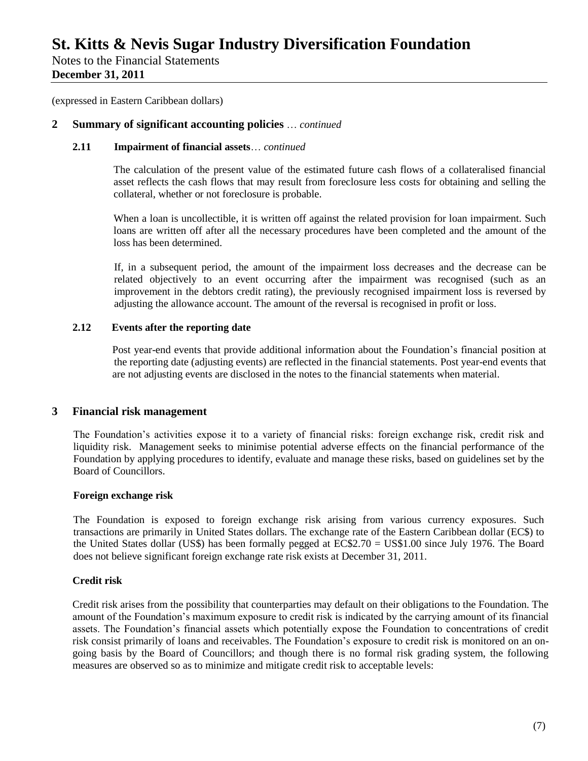(expressed in Eastern Caribbean dollars)

## 2 Summary of significant accounting policies … *continued*

### 2.11 Impairment of financial assets… *continued*

The calculation of the present value of the estimated future cash flows of a collateralised financial asset reflects the cash flows that may result from foreclosure less costs for obtaining and selling the collateral, whether or not foreclosure is probable.

When a loan is uncollectible, it is written off against the related provision for loan impairment. Such loans are written off after all the necessary procedures have been completed and the amount of the loss has been determined.

If, in a subsequent period, the amount of the impairment loss decreases and the decrease can be related objectively to an event occurring after the impairment was recognised (such as an improvement in the debtors credit rating), the previously recognised impairment loss is reversed by adjusting the allowance account. The amount of the reversal is recognised in profit or loss.

### 2.12 Events after the reporting date

Post year-end events that provide additional information about the Foundation's financial position at the reporting date (adjusting events) are reflected in the financial statements. Post year-end events that are not adjusting events are disclosed in the notes to the financial statements when material.

## 3 Financial risk management

The Foundation's activities expose it to a variety of financial risks: foreign exchange risk, credit risk and liquidity risk. Management seeks to minimise potential adverse effects on the financial performance of the Foundation by applying procedures to identify, evaluate and manage these risks, based on guidelines set by the Board of Councillors.

**Foreign exchange risk**

The Foundation is exposed to foreign exchange risk arising from various currency exposures. Such transactions are primarily in United States dollars. The exchange rate of the Eastern Caribbean dollar (EC$) to the United States dollar (US$) has been formally pegged at EC$2.70 = US$1.00 since July 1976. The Board does not believe significant foreign exchange rate risk exists at December 31, 2011.

**Credit risk**

Credit risk arises from the possibility that counterparties may default on their obligations to the Foundation. The amount of the Foundation's maximum exposure to credit risk is indicated by the carrying amount of its financial assets. The Foundation's financial assets which potentially expose the Foundation to concentrations of credit risk consist primarily of loans and receivables. The Foundation's exposure to credit risk is monitored on an on-going basis by the Board of Councillors; and though there is no formal risk grading system, the following measures are observed so as to minimize and mitigate credit risk to acceptable levels: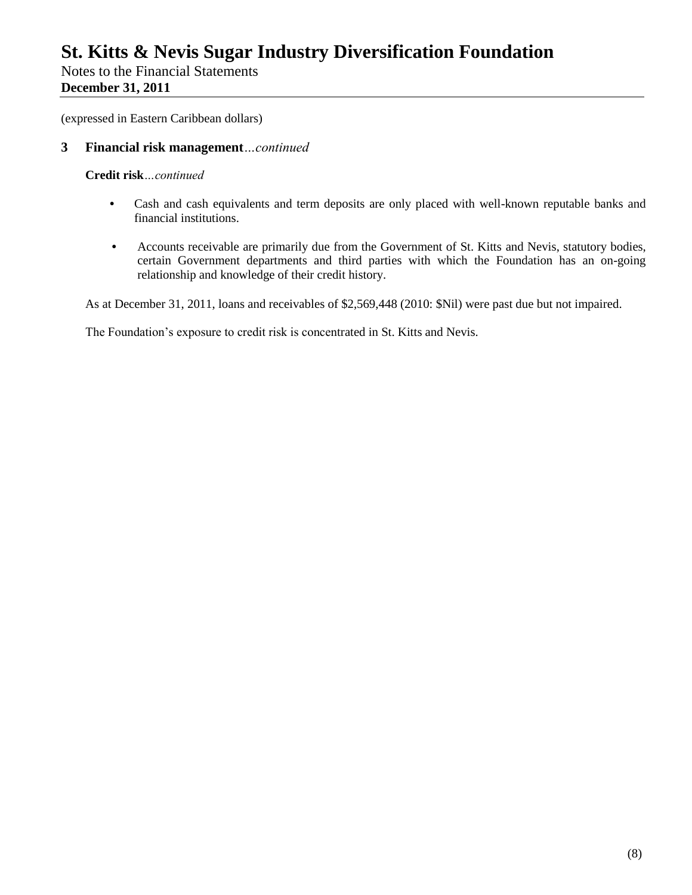(expressed in Eastern Caribbean dollars)

## 3 Financial risk management*...continued*

**Credit risk***...continued*

- Cash and cash equivalents and term deposits are only placed with well-known reputable banks and financial institutions.
- Accounts receivable are primarily due from the Government of St. Kitts and Nevis, statutory bodies, certain Government departments and third parties with which the Foundation has an on-going relationship and knowledge of their credit history.

As at December 31, 2011, loans and receivables of $2,569,448 (2010: $Nil) were past due but not impaired.

The Foundation's exposure to credit risk is concentrated in St. Kitts and Nevis.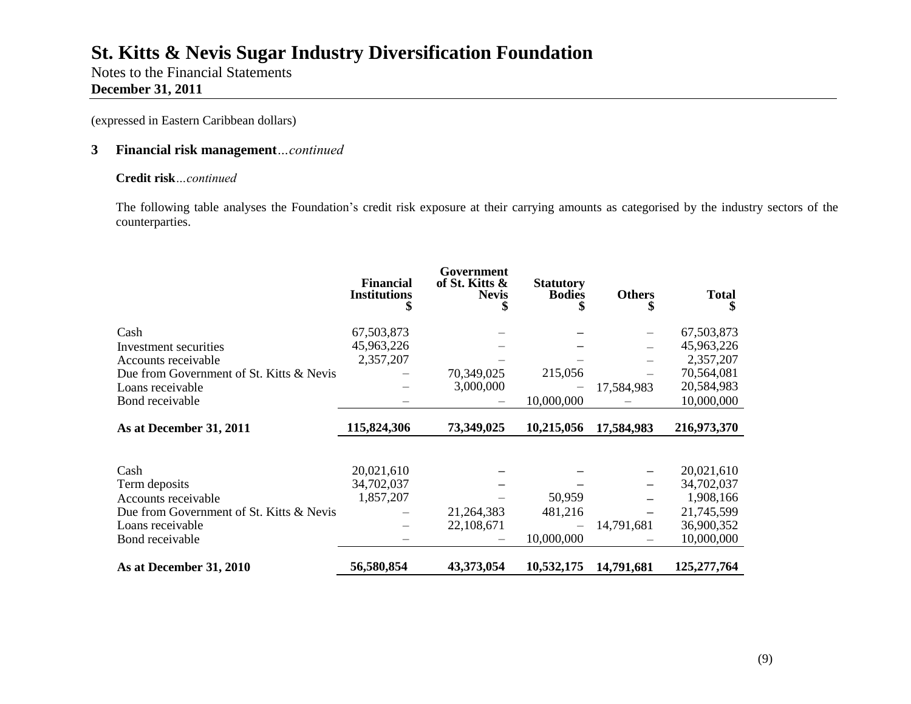# St. Kitts & Nevis Sugar Industry Diversification Foundation

Notes to the Financial Statements
**December 31, 2011**

(expressed in Eastern Caribbean dollars)

## 3 Financial risk management*...continued*

**Credit risk***...continued*

The following table analyses the Foundation's credit risk exposure at their carrying amounts as categorised by the industry sectors of the counterparties.

| | Financial Institutions $ | Government of St. Kitts & Nevis $ | Statutory Bodies $ | Others $ | Total $ |
|---|---|---|---|---|---|
| Cash | 67,503,873 | – | – | – | 67,503,873 |
| Investment securities | 45,963,226 | – | – | – | 45,963,226 |
| Accounts receivable | 2,357,207 | – | – | – | 2,357,207 |
| Due from Government of St. Kitts & Nevis | – | 70,349,025 | 215,056 | – | 70,564,081 |
| Loans receivable | – | 3,000,000 | – | 17,584,983 | 20,584,983 |
| Bond receivable | – | – | 10,000,000 | – | 10,000,000 |
| **As at December 31, 2011** | **115,824,306** | **73,349,025** | **10,215,056** | **17,584,983** | **216,973,370** |
| | | | | | |
| Cash | 20,021,610 | – | – | – | 20,021,610 |
| Term deposits | 34,702,037 | – | – | – | 34,702,037 |
| Accounts receivable | 1,857,207 | – | 50,959 | – | 1,908,166 |
| Due from Government of St. Kitts & Nevis | – | 21,264,383 | 481,216 | – | 21,745,599 |
| Loans receivable | – | 22,108,671 | – | 14,791,681 | 36,900,352 |
| Bond receivable | – | – | 10,000,000 | – | 10,000,000 |
| **As at December 31, 2010** | **56,580,854** | **43,373,054** | **10,532,175** | **14,791,681** | **125,277,764** |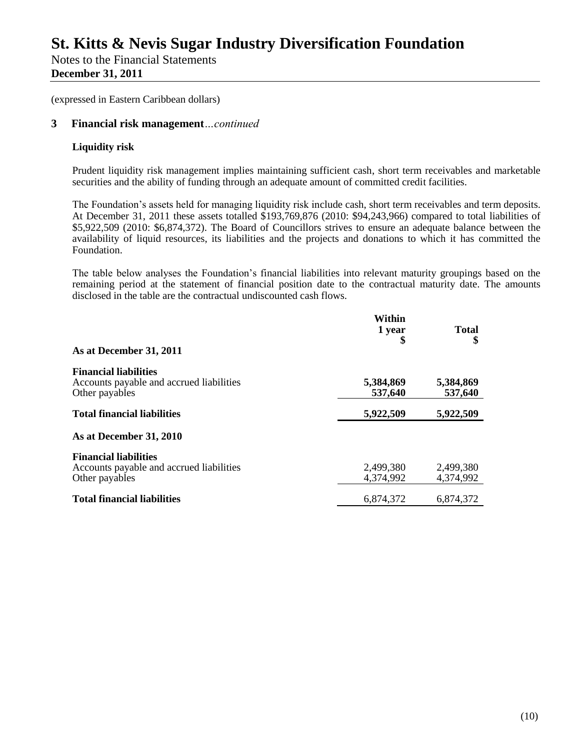(expressed in Eastern Caribbean dollars)

## 3 Financial risk management*...continued*

### Liquidity risk

Prudent liquidity risk management implies maintaining sufficient cash, short term receivables and marketable securities and the ability of funding through an adequate amount of committed credit facilities.

The Foundation's assets held for managing liquidity risk include cash, short term receivables and term deposits. At December 31, 2011 these assets totalled $193,769,876 (2010: $94,243,966) compared to total liabilities of $5,922,509 (2010: $6,874,372). The Board of Councillors strives to ensure an adequate balance between the availability of liquid resources, its liabilities and the projects and donations to which it has committed the Foundation.

The table below analyses the Foundation's financial liabilities into relevant maturity groupings based on the remaining period at the statement of financial position date to the contractual maturity date. The amounts disclosed in the table are the contractual undiscounted cash flows.

| | Within 1 year $ | Total $ |
|---|---|---|
| **As at December 31, 2011** | | |
| **Financial liabilities** | | |
| Accounts payable and accrued liabilities | **5,384,869** | **5,384,869** |
| Other payables | **537,640** | **537,640** |
| **Total financial liabilities** | **5,922,509** | **5,922,509** |
| **As at December 31, 2010** | | |
| **Financial liabilities** | | |
| Accounts payable and accrued liabilities | 2,499,380 | 2,499,380 |
| Other payables | 4,374,992 | 4,374,992 |
| **Total financial liabilities** | 6,874,372 | 6,874,372 |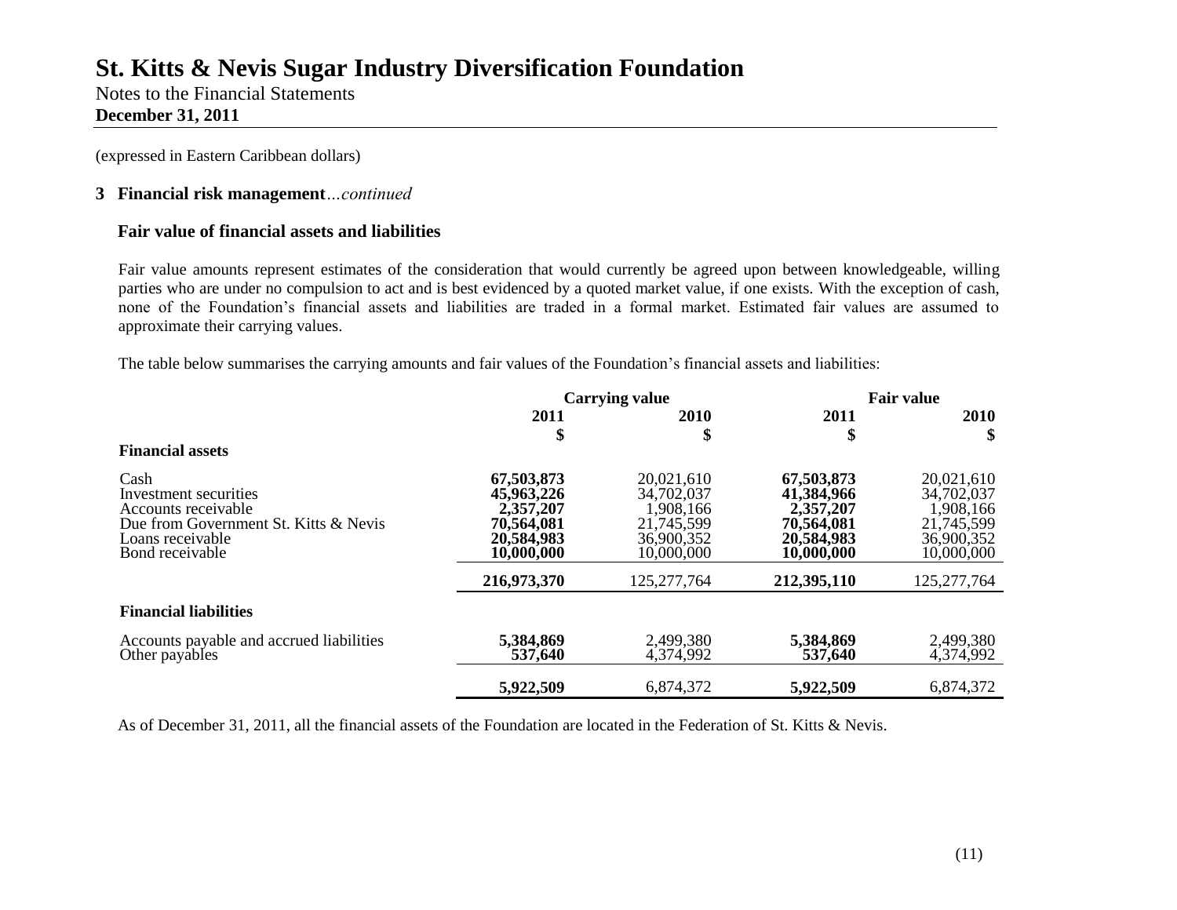# St. Kitts & Nevis Sugar Industry Diversification Foundation

Notes to the Financial Statements
**December 31, 2011**

(expressed in Eastern Caribbean dollars)

## 3 Financial risk management...*continued*

### Fair value of financial assets and liabilities

Fair value amounts represent estimates of the consideration that would currently be agreed upon between knowledgeable, willing parties who are under no compulsion to act and is best evidenced by a quoted market value, if one exists. With the exception of cash, none of the Foundation's financial assets and liabilities are traded in a formal market. Estimated fair values are assumed to approximate their carrying values.

The table below summarises the carrying amounts and fair values of the Foundation's financial assets and liabilities:

| | Carrying value | | Fair value | |
|---|---|---|---|---|
| | **2011** | **2010** | **2011** | **2010** |
| | **$** | **$** | **$** | **$** |
| **Financial assets** | | | | |
| Cash | **67,503,873** | 20,021,610 | **67,503,873** | 20,021,610 |
| Investment securities | **45,963,226** | 34,702,037 | **41,384,966** | 34,702,037 |
| Accounts receivable | **2,357,207** | 1,908,166 | **2,357,207** | 1,908,166 |
| Due from Government St. Kitts & Nevis | **70,564,081** | 21,745,599 | **70,564,081** | 21,745,599 |
| Loans receivable | **20,584,983** | 36,900,352 | **20,584,983** | 36,900,352 |
| Bond receivable | **10,000,000** | 10,000,000 | **10,000,000** | 10,000,000 |
| | **216,973,370** | 125,277,764 | **212,395,110** | 125,277,764 |
| **Financial liabilities** | | | | |
| Accounts payable and accrued liabilities | **5,384,869** | 2,499,380 | **5,384,869** | 2,499,380 |
| Other payables | **537,640** | 4,374,992 | **537,640** | 4,374,992 |
| | **5,922,509** | 6,874,372 | **5,922,509** | 6,874,372 |

As of December 31, 2011, all the financial assets of the Foundation are located in the Federation of St. Kitts & Nevis.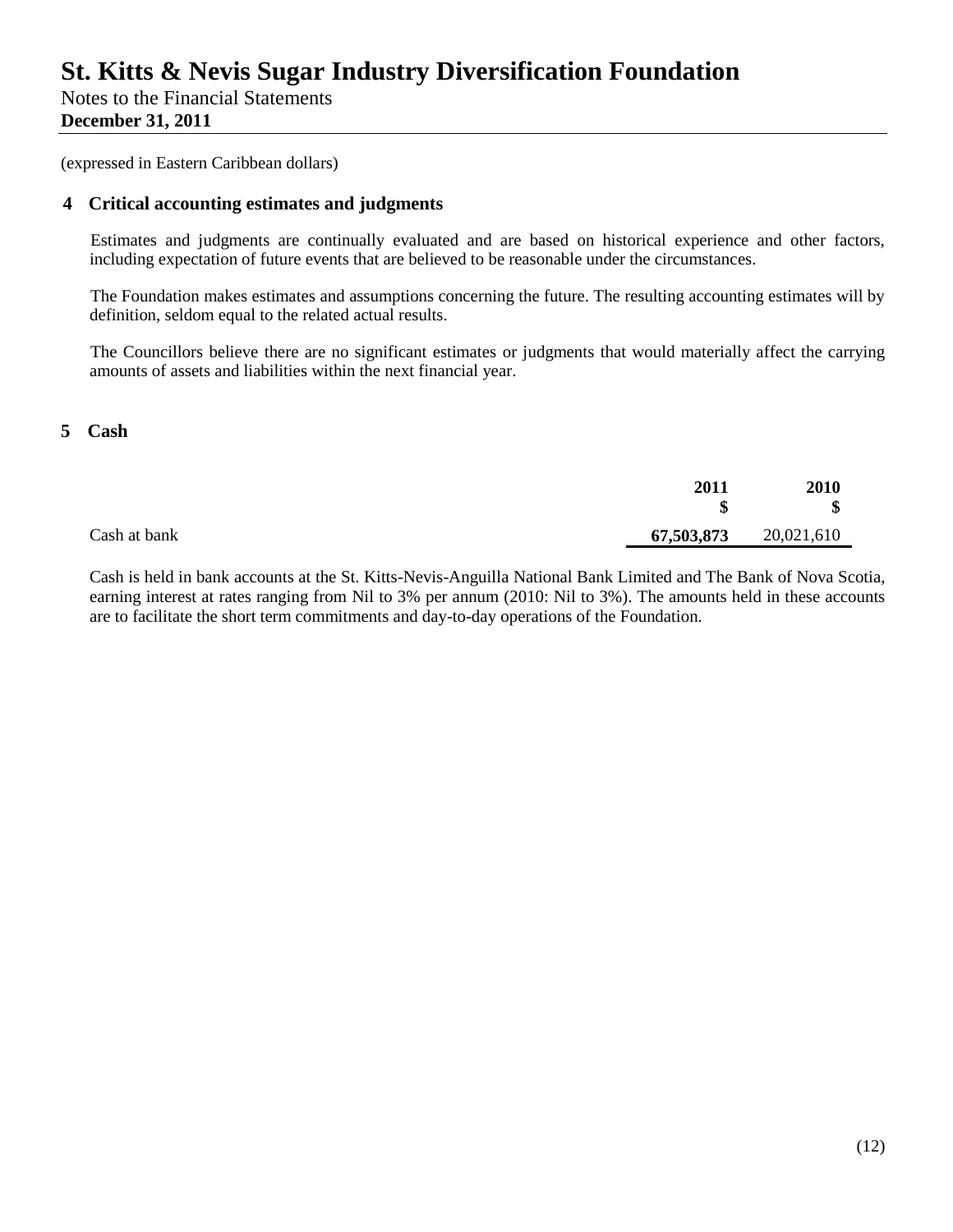# St. Kitts & Nevis Sugar Industry Diversification Foundation

Notes to the Financial Statements
**December 31, 2011**

(expressed in Eastern Caribbean dollars)

## 4 Critical accounting estimates and judgments

Estimates and judgments are continually evaluated and are based on historical experience and other factors, including expectation of future events that are believed to be reasonable under the circumstances.

The Foundation makes estimates and assumptions concerning the future. The resulting accounting estimates will by definition, seldom equal to the related actual results.

The Councillors believe there are no significant estimates or judgments that would materially affect the carrying amounts of assets and liabilities within the next financial year.

## 5 Cash

| | 2011<br>$ | 2010<br>$ |
|---|---|---|
| Cash at bank | **67,503,873** | 20,021,610 |

Cash is held in bank accounts at the St. Kitts-Nevis-Anguilla National Bank Limited and The Bank of Nova Scotia, earning interest at rates ranging from Nil to 3% per annum (2010: Nil to 3%). The amounts held in these accounts are to facilitate the short term commitments and day-to-day operations of the Foundation.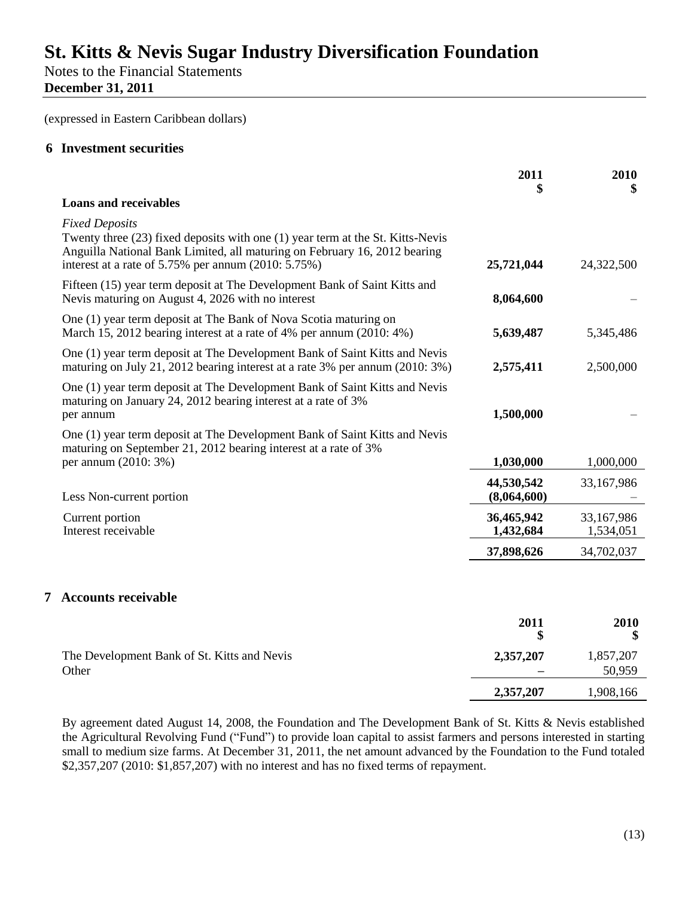# St. Kitts & Nevis Sugar Industry Diversification Foundation

Notes to the Financial Statements
**December 31, 2011**

(expressed in Eastern Caribbean dollars)

## 6 Investment securities

| | 2011 $ | 2010 $ |
|---|---|---|
| **Loans and receivables** | | |
| *Fixed Deposits* | | |
| Twenty three (23) fixed deposits with one (1) year term at the St. Kitts-Nevis Anguilla National Bank Limited, all maturing on February 16, 2012 bearing interest at a rate of 5.75% per annum (2010: 5.75%) | **25,721,044** | 24,322,500 |
| Fifteen (15) year term deposit at The Development Bank of Saint Kitts and Nevis maturing on August 4, 2026 with no interest | **8,064,600** | – |
| One (1) year term deposit at The Bank of Nova Scotia maturing on March 15, 2012 bearing interest at a rate of 4% per annum (2010: 4%) | **5,639,487** | 5,345,486 |
| One (1) year term deposit at The Development Bank of Saint Kitts and Nevis maturing on July 21, 2012 bearing interest at a rate 3% per annum (2010: 3%) | **2,575,411** | 2,500,000 |
| One (1) year term deposit at The Development Bank of Saint Kitts and Nevis maturing on January 24, 2012 bearing interest at a rate of 3% per annum | **1,500,000** | – |
| One (1) year term deposit at The Development Bank of Saint Kitts and Nevis maturing on September 21, 2012 bearing interest at a rate of 3% per annum (2010: 3%) | **1,030,000** | 1,000,000 |
| | **44,530,542** | 33,167,986 |
| Less Non-current portion | **(8,064,600)** | – |
| Current portion | **36,465,942** | 33,167,986 |
| Interest receivable | **1,432,684** | 1,534,051 |
| | **37,898,626** | 34,702,037 |

## 7 Accounts receivable

| | 2011 $ | 2010 $ |
|---|---|---|
| The Development Bank of St. Kitts and Nevis | **2,357,207** | 1,857,207 |
| Other | **–** | 50,959 |
| | **2,357,207** | 1,908,166 |

By agreement dated August 14, 2008, the Foundation and The Development Bank of St. Kitts & Nevis established the Agricultural Revolving Fund ("Fund") to provide loan capital to assist farmers and persons interested in starting small to medium size farms. At December 31, 2011, the net amount advanced by the Foundation to the Fund totaled \$2,357,207 (2010: \$1,857,207) with no interest and has no fixed terms of repayment.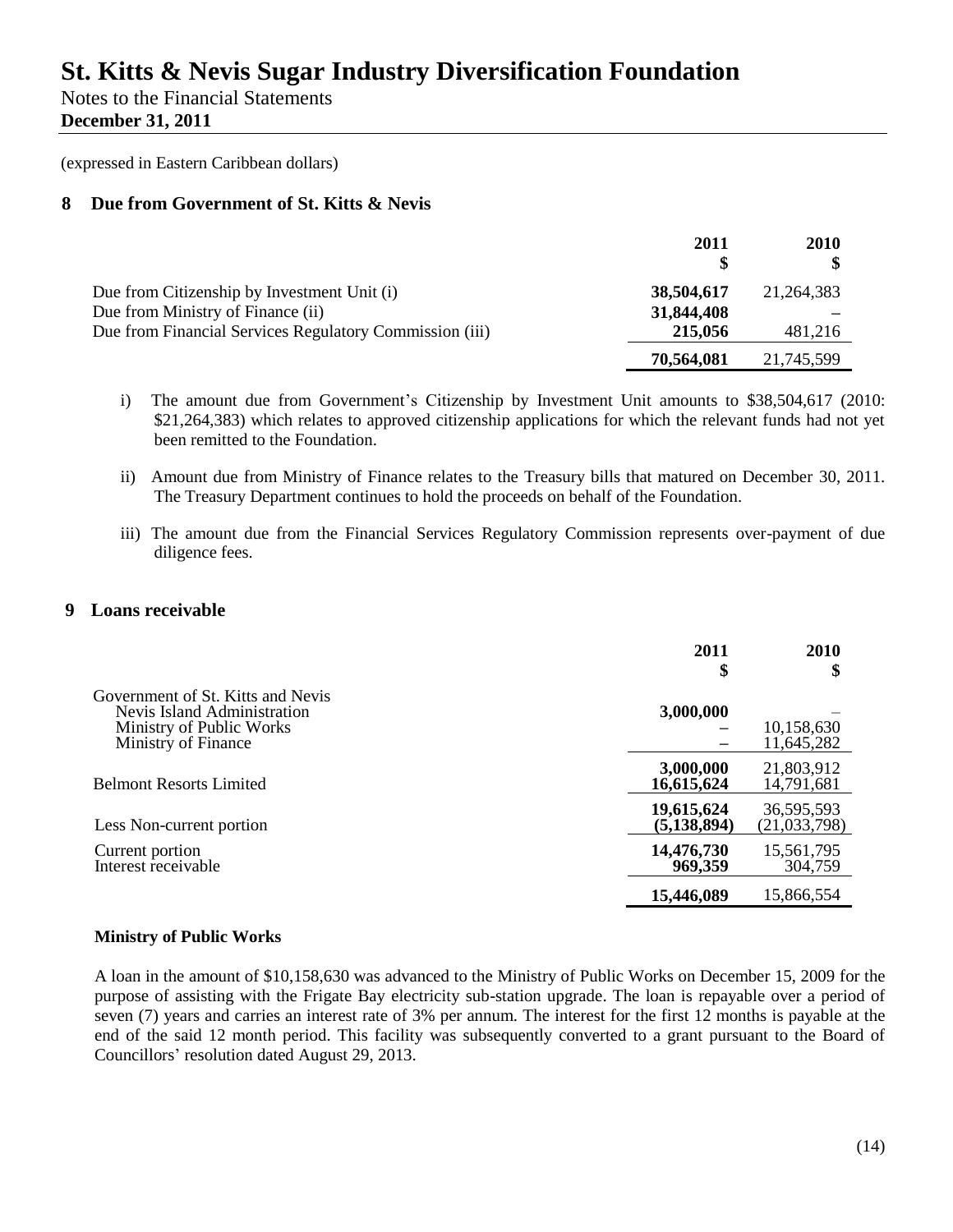# St. Kitts & Nevis Sugar Industry Diversification Foundation

Notes to the Financial Statements
**December 31, 2011**

(expressed in Eastern Caribbean dollars)

## 8 Due from Government of St. Kitts & Nevis

| | 2011<br>$ | 2010<br>$ |
|---|---|---|
| Due from Citizenship by Investment Unit (i) | **38,504,617** | 21,264,383 |
| Due from Ministry of Finance (ii) | **31,844,408** | – |
| Due from Financial Services Regulatory Commission (iii) | **215,056** | 481,216 |
| | **70,564,081** | 21,745,599 |

i) The amount due from Government's Citizenship by Investment Unit amounts to $38,504,617 (2010: $21,264,383) which relates to approved citizenship applications for which the relevant funds had not yet been remitted to the Foundation.

ii) Amount due from Ministry of Finance relates to the Treasury bills that matured on December 30, 2011. The Treasury Department continues to hold the proceeds on behalf of the Foundation.

iii) The amount due from the Financial Services Regulatory Commission represents over-payment of due diligence fees.

## 9 Loans receivable

| | 2011<br>$ | 2010<br>$ |
|---|---|---|
| Government of St. Kitts and Nevis | | |
| Nevis Island Administration | **3,000,000** | – |
| Ministry of Public Works | – | 10,158,630 |
| Ministry of Finance | – | 11,645,282 |
| | **3,000,000** | 21,803,912 |
| Belmont Resorts Limited | **16,615,624** | 14,791,681 |
| | **19,615,624** | 36,595,593 |
| Less Non-current portion | **(5,138,894)** | (21,033,798) |
| Current portion | **14,476,730** | 15,561,795 |
| Interest receivable | **969,359** | 304,759 |
| | **15,446,089** | 15,866,554 |

**Ministry of Public Works**

A loan in the amount of $10,158,630 was advanced to the Ministry of Public Works on December 15, 2009 for the purpose of assisting with the Frigate Bay electricity sub-station upgrade. The loan is repayable over a period of seven (7) years and carries an interest rate of 3% per annum. The interest for the first 12 months is payable at the end of the said 12 month period. This facility was subsequently converted to a grant pursuant to the Board of Councillors' resolution dated August 29, 2013.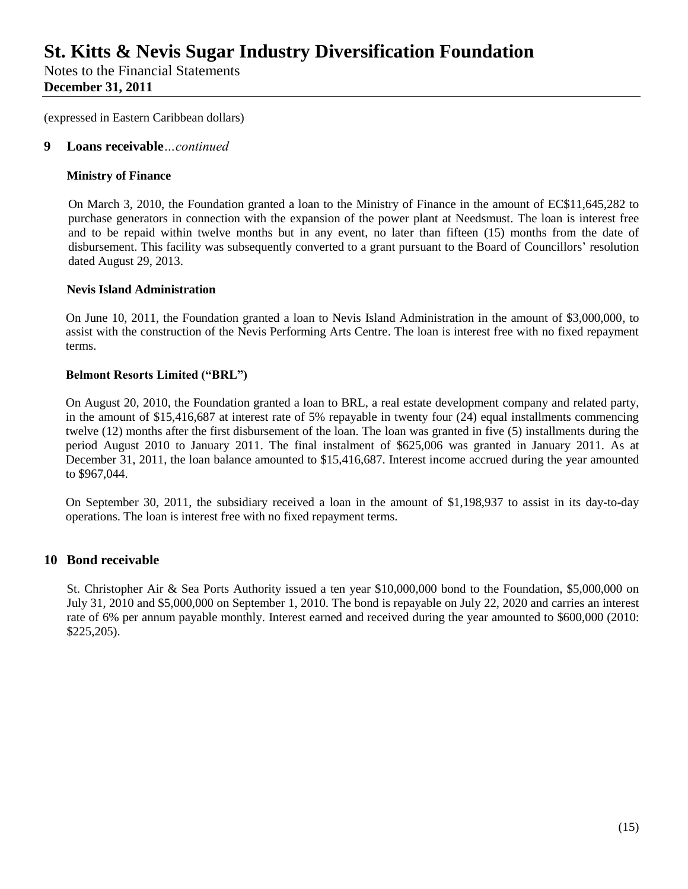(expressed in Eastern Caribbean dollars)

## 9 Loans receivable...*continued*

**Ministry of Finance**

On March 3, 2010, the Foundation granted a loan to the Ministry of Finance in the amount of EC$11,645,282 to purchase generators in connection with the expansion of the power plant at Needsmust. The loan is interest free and to be repaid within twelve months but in any event, no later than fifteen (15) months from the date of disbursement. This facility was subsequently converted to a grant pursuant to the Board of Councillors' resolution dated August 29, 2013.

**Nevis Island Administration**

On June 10, 2011, the Foundation granted a loan to Nevis Island Administration in the amount of $3,000,000, to assist with the construction of the Nevis Performing Arts Centre. The loan is interest free with no fixed repayment terms.

**Belmont Resorts Limited ("BRL")**

On August 20, 2010, the Foundation granted a loan to BRL, a real estate development company and related party, in the amount of $15,416,687 at interest rate of 5% repayable in twenty four (24) equal installments commencing twelve (12) months after the first disbursement of the loan. The loan was granted in five (5) installments during the period August 2010 to January 2011. The final instalment of $625,006 was granted in January 2011. As at December 31, 2011, the loan balance amounted to $15,416,687. Interest income accrued during the year amounted to $967,044.

On September 30, 2011, the subsidiary received a loan in the amount of $1,198,937 to assist in its day-to-day operations. The loan is interest free with no fixed repayment terms.

## 10 Bond receivable

St. Christopher Air & Sea Ports Authority issued a ten year $10,000,000 bond to the Foundation, $5,000,000 on July 31, 2010 and $5,000,000 on September 1, 2010. The bond is repayable on July 22, 2020 and carries an interest rate of 6% per annum payable monthly. Interest earned and received during the year amounted to $600,000 (2010: $225,205).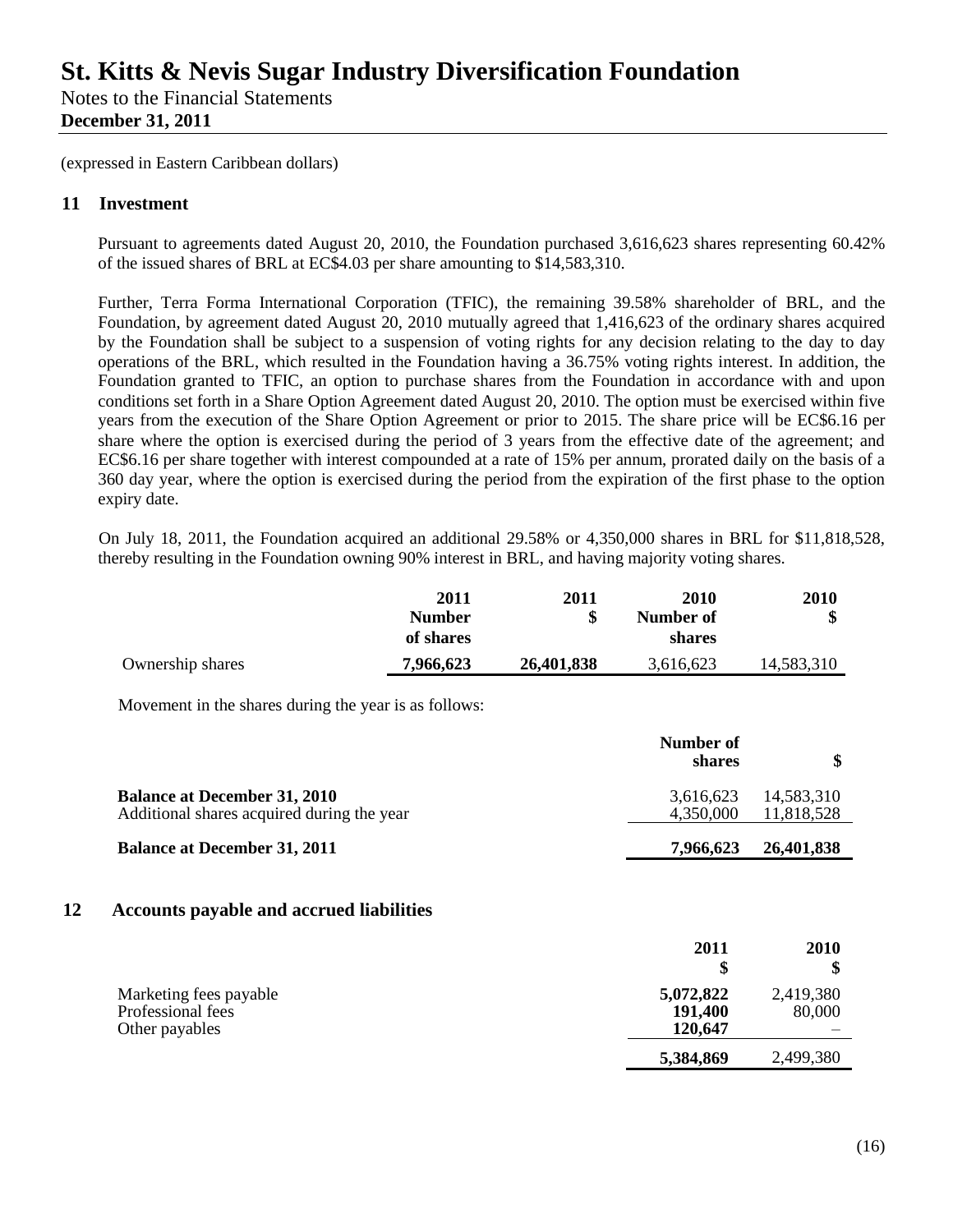# St. Kitts & Nevis Sugar Industry Diversification Foundation

Notes to the Financial Statements
**December 31, 2011**

(expressed in Eastern Caribbean dollars)

## 11 Investment

Pursuant to agreements dated August 20, 2010, the Foundation purchased 3,616,623 shares representing 60.42% of the issued shares of BRL at EC$4.03 per share amounting to $14,583,310.

Further, Terra Forma International Corporation (TFIC), the remaining 39.58% shareholder of BRL, and the Foundation, by agreement dated August 20, 2010 mutually agreed that 1,416,623 of the ordinary shares acquired by the Foundation shall be subject to a suspension of voting rights for any decision relating to the day to day operations of the BRL, which resulted in the Foundation having a 36.75% voting rights interest. In addition, the Foundation granted to TFIC, an option to purchase shares from the Foundation in accordance with and upon conditions set forth in a Share Option Agreement dated August 20, 2010. The option must be exercised within five years from the execution of the Share Option Agreement or prior to 2015. The share price will be EC$6.16 per share where the option is exercised during the period of 3 years from the effective date of the agreement; and EC$6.16 per share together with interest compounded at a rate of 15% per annum, prorated daily on the basis of a 360 day year, where the option is exercised during the period from the expiration of the first phase to the option expiry date.

On July 18, 2011, the Foundation acquired an additional 29.58% or 4,350,000 shares in BRL for $11,818,528, thereby resulting in the Foundation owning 90% interest in BRL, and having majority voting shares.

| | **2011 Number of shares** | **2011 $** | **2010 Number of shares** | **2010 $** |
|---|---|---|---|---|
| Ownership shares | **7,966,623** | **26,401,838** | 3,616,623 | 14,583,310 |

Movement in the shares during the year is as follows:

| | **Number of shares** | **$** |
|---|---|---|
| **Balance at December 31, 2010** | 3,616,623 | 14,583,310 |
| Additional shares acquired during the year | 4,350,000 | 11,818,528 |
| **Balance at December 31, 2011** | **7,966,623** | **26,401,838** |

## 12 Accounts payable and accrued liabilities

| | **2011 $** | **2010 $** |
|---|---|---|
| Marketing fees payable | **5,072,822** | 2,419,380 |
| Professional fees | **191,400** | 80,000 |
| Other payables | **120,647** | – |
| | **5,384,869** | 2,499,380 |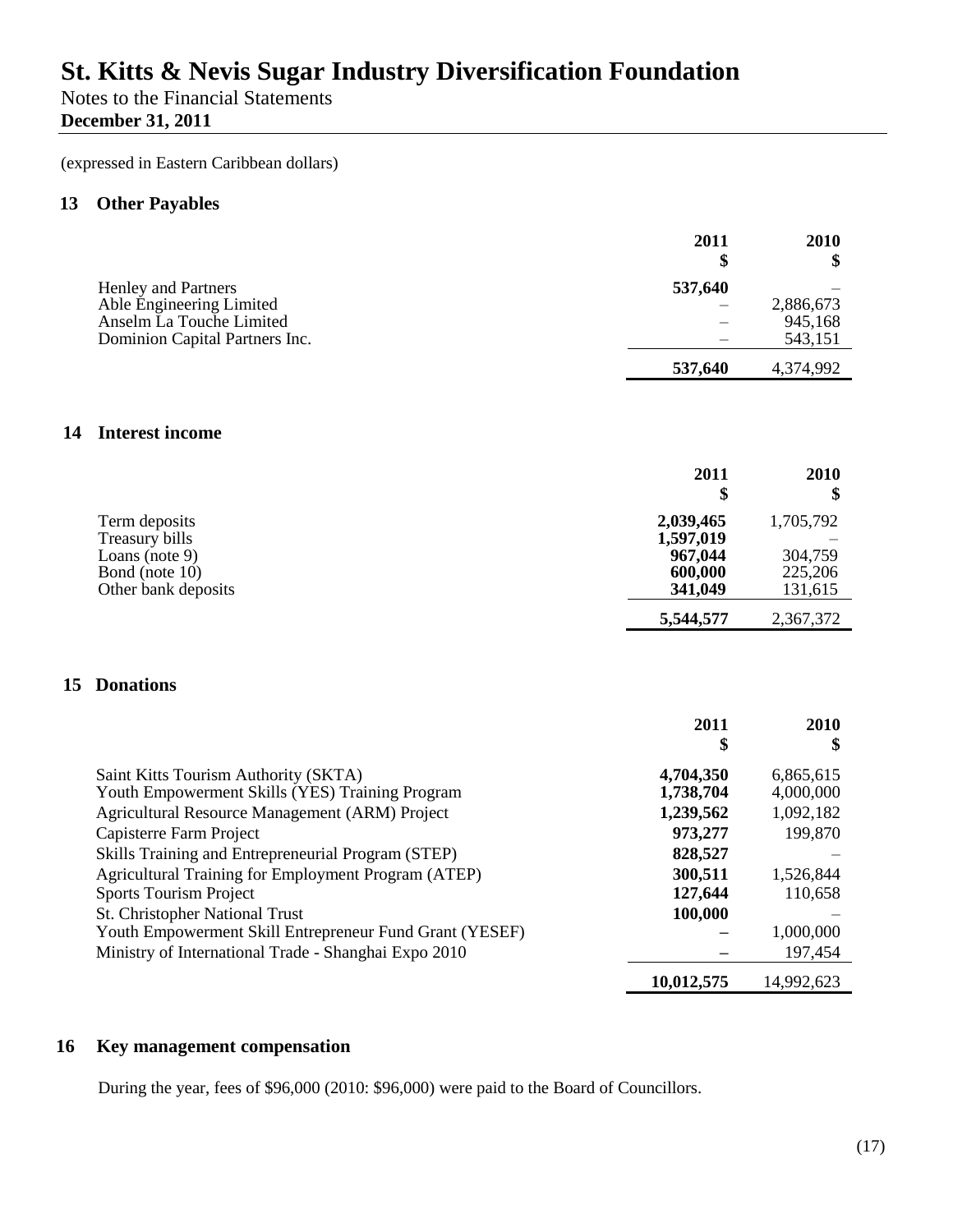# St. Kitts & Nevis Sugar Industry Diversification Foundation

Notes to the Financial Statements

**December 31, 2011**

(expressed in Eastern Caribbean dollars)

## 13 Other Payables

| | 2011 $ | 2010 $ |
|---|---|---|
| Henley and Partners | **537,640** | – |
| Able Engineering Limited | – | 2,886,673 |
| Anselm La Touche Limited | – | 945,168 |
| Dominion Capital Partners Inc. | – | 543,151 |
| | **537,640** | 4,374,992 |

## 14 Interest income

| | 2011 $ | 2010 $ |
|---|---|---|
| Term deposits | **2,039,465** | 1,705,792 |
| Treasury bills | **1,597,019** | – |
| Loans (note 9) | **967,044** | 304,759 |
| Bond (note 10) | **600,000** | 225,206 |
| Other bank deposits | **341,049** | 131,615 |
| | **5,544,577** | 2,367,372 |

## 15 Donations

| | 2011 $ | 2010 $ |
|---|---|---|
| Saint Kitts Tourism Authority (SKTA) | **4,704,350** | 6,865,615 |
| Youth Empowerment Skills (YES) Training Program | **1,738,704** | 4,000,000 |
| Agricultural Resource Management (ARM) Project | **1,239,562** | 1,092,182 |
| Capisterre Farm Project | **973,277** | 199,870 |
| Skills Training and Entrepreneurial Program (STEP) | **828,527** | – |
| Agricultural Training for Employment Program (ATEP) | **300,511** | 1,526,844 |
| Sports Tourism Project | **127,644** | 110,658 |
| St. Christopher National Trust | **100,000** | – |
| Youth Empowerment Skill Entrepreneur Fund Grant (YESEF) | **–** | 1,000,000 |
| Ministry of International Trade - Shanghai Expo 2010 | **–** | 197,454 |
| | **10,012,575** | 14,992,623 |

## 16 Key management compensation

During the year, fees of $96,000 (2010: $96,000) were paid to the Board of Councillors.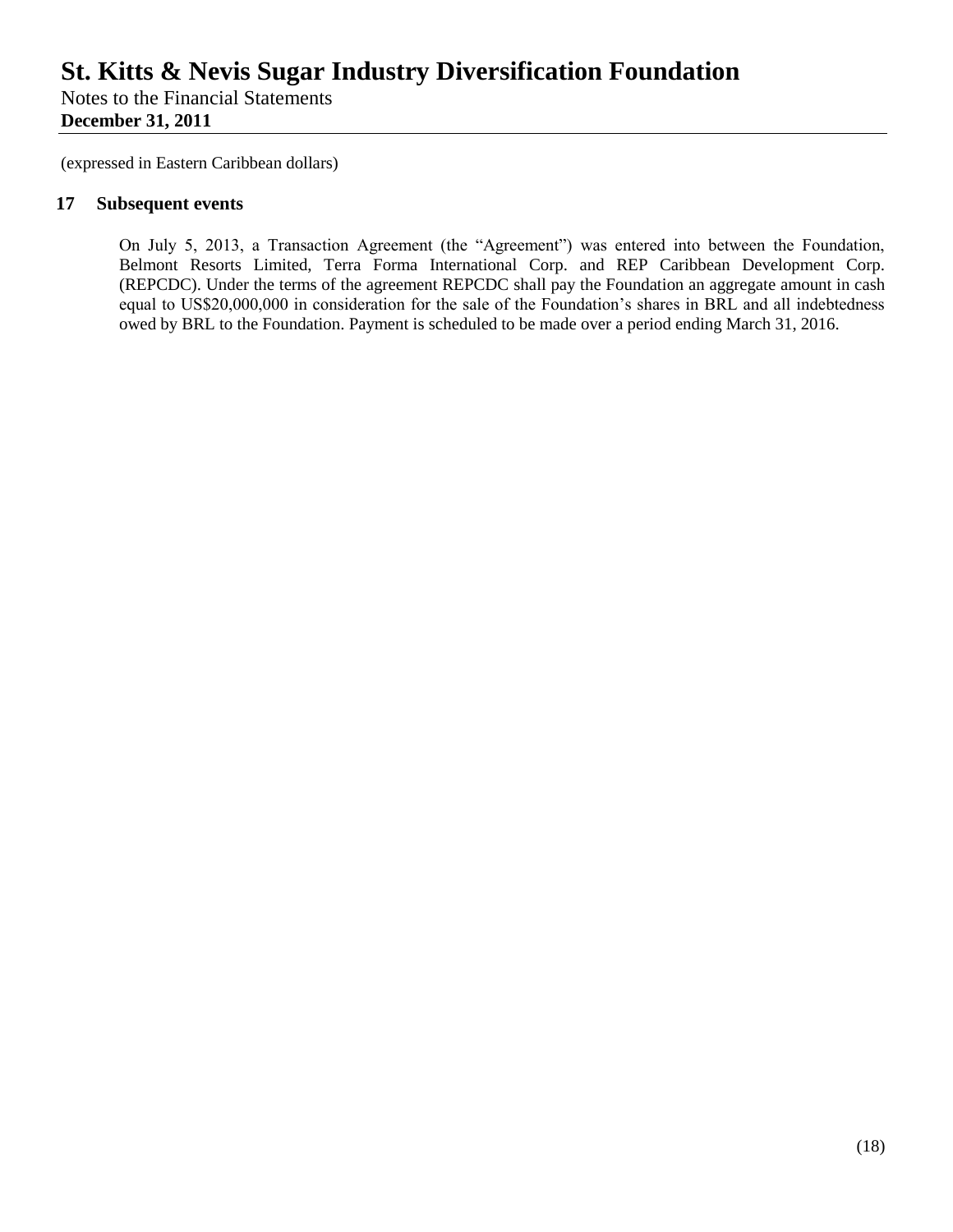# St. Kitts & Nevis Sugar Industry Diversification Foundation

Notes to the Financial Statements

**December 31, 2011**

(expressed in Eastern Caribbean dollars)

## 17 Subsequent events

On July 5, 2013, a Transaction Agreement (the "Agreement") was entered into between the Foundation, Belmont Resorts Limited, Terra Forma International Corp. and REP Caribbean Development Corp. (REPCDC). Under the terms of the agreement REPCDC shall pay the Foundation an aggregate amount in cash equal to US$20,000,000 in consideration for the sale of the Foundation's shares in BRL and all indebtedness owed by BRL to the Foundation. Payment is scheduled to be made over a period ending March 31, 2016.